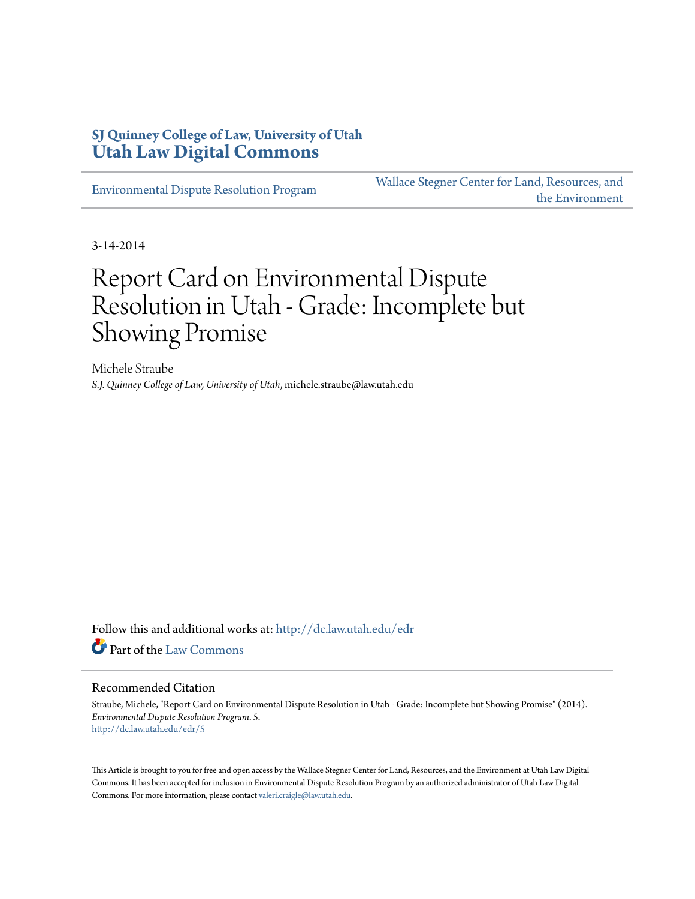SJ Quinney College of Law, University of Utah

**Utah Law Digital Commons**

Environmental Dispute Resolution Program | Wallace Stegner Center for Land, Resources, and the Environment

3-14-2014

# Report Card on Environmental Dispute Resolution in Utah - Grade: Incomplete but Showing Promise

Michele Straube

*S.J. Quinney College of Law, University of Utah*, michele.straube@law.utah.edu

Follow this and additional works at: http://dc.law.utah.edu/edr

Part of the Law Commons

## Recommended Citation

Straube, Michele, "Report Card on Environmental Dispute Resolution in Utah - Grade: Incomplete but Showing Promise" (2014). *Environmental Dispute Resolution Program*. 5.
http://dc.law.utah.edu/edr/5

This Article is brought to you for free and open access by the Wallace Stegner Center for Land, Resources, and the Environment at Utah Law Digital Commons. It has been accepted for inclusion in Environmental Dispute Resolution Program by an authorized administrator of Utah Law Digital Commons. For more information, please contact valeri.craigle@law.utah.edu.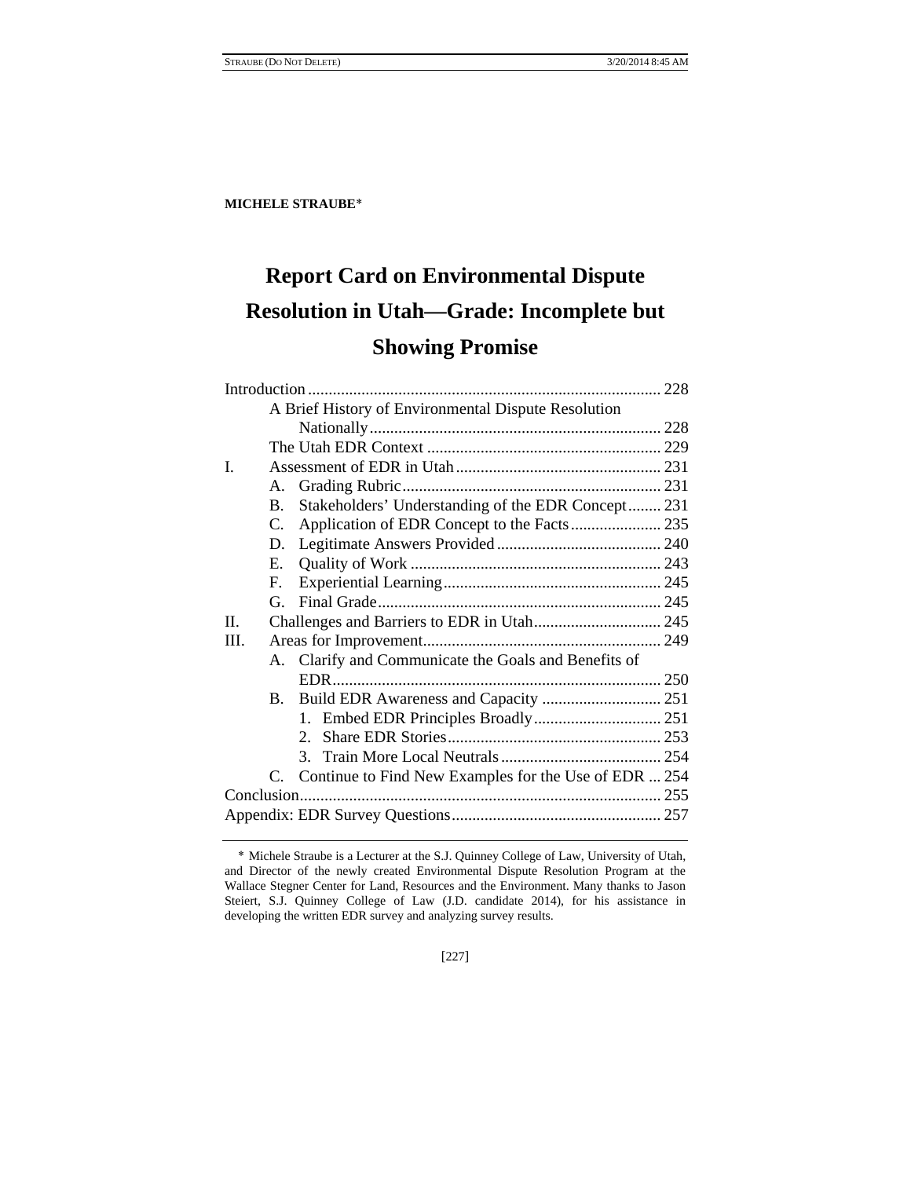**MICHELE STRAUBE***

# Report Card on Environmental Dispute Resolution in Utah—Grade: Incomplete but Showing Promise

Introduction ..................................................................................... 228
    A Brief History of Environmental Dispute Resolution Nationally ...................................................................... 228
    The Utah EDR Context ......................................................... 229
I. Assessment of EDR in Utah .................................................. 231
    A. Grading Rubric .............................................................. 231
    B. Stakeholders' Understanding of the EDR Concept ........ 231
    C. Application of EDR Concept to the Facts ...................... 235
    D. Legitimate Answers Provided ........................................ 240
    E. Quality of Work ............................................................ 243
    F. Experiential Learning .................................................... 245
    G. Final Grade .................................................................... 245
II. Challenges and Barriers to EDR in Utah ............................... 245
III. Areas for Improvement .......................................................... 249
    A. Clarify and Communicate the Goals and Benefits of EDR ............................................................................... 250
    B. Build EDR Awareness and Capacity ............................. 251
        1. Embed EDR Principles Broadly ............................... 251
        2. Share EDR Stories .................................................... 253
        3. Train More Local Neutrals ....................................... 254
    C. Continue to Find New Examples for the Use of EDR ... 254
Conclusion ....................................................................................... 255
Appendix: EDR Survey Questions .................................................. 257

* Michele Straube is a Lecturer at the S.J. Quinney College of Law, University of Utah, and Director of the newly created Environmental Dispute Resolution Program at the Wallace Stegner Center for Land, Resources and the Environment. Many thanks to Jason Steiert, S.J. Quinney College of Law (J.D. candidate 2014), for his assistance in developing the written EDR survey and analyzing survey results.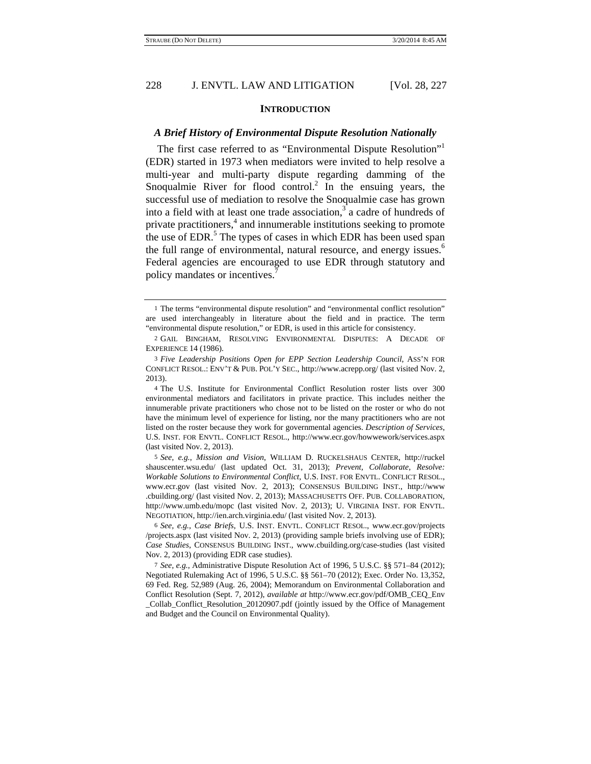## INTRODUCTION

### *A Brief History of Environmental Dispute Resolution Nationally*

The first case referred to as "Environmental Dispute Resolution"[1] (EDR) started in 1973 when mediators were invited to help resolve a multi-year and multi-party dispute regarding damming of the Snoqualmie River for flood control.[2] In the ensuing years, the successful use of mediation to resolve the Snoqualmie case has grown into a field with at least one trade association,[3] a cadre of hundreds of private practitioners,[4] and innumerable institutions seeking to promote the use of EDR.[5] The types of cases in which EDR has been used span the full range of environmental, natural resource, and energy issues.[6] Federal agencies are encouraged to use EDR through statutory and policy mandates or incentives.[7]

---

1 The terms "environmental dispute resolution" and "environmental conflict resolution" are used interchangeably in literature about the field and in practice. The term "environmental dispute resolution," or EDR, is used in this article for consistency.

2 GAIL BINGHAM, RESOLVING ENVIRONMENTAL DISPUTES: A DECADE OF EXPERIENCE 14 (1986).

3 *Five Leadership Positions Open for EPP Section Leadership Council*, ASS'N FOR CONFLICT RESOL.: ENV'T & PUB. POL'Y SEC., http://www.acrepp.org/ (last visited Nov. 2, 2013).

4 The U.S. Institute for Environmental Conflict Resolution roster lists over 300 environmental mediators and facilitators in private practice. This includes neither the innumerable private practitioners who chose not to be listed on the roster or who do not have the minimum level of experience for listing, nor the many practitioners who are not listed on the roster because they work for governmental agencies. *Description of Services*, U.S. INST. FOR ENVTL. CONFLICT RESOL., http://www.ecr.gov/howwework/services.aspx (last visited Nov. 2, 2013).

5 *See, e.g.*, *Mission and Vision*, WILLIAM D. RUCKELSHAUS CENTER, http://ruckelshauscenter.wsu.edu/ (last updated Oct. 31, 2013); *Prevent, Collaborate, Resolve: Workable Solutions to Environmental Conflict*, U.S. INST. FOR ENVTL. CONFLICT RESOL., www.ecr.gov (last visited Nov. 2, 2013); CONSENSUS BUILDING INST., http://www.cbuilding.org/ (last visited Nov. 2, 2013); MASSACHUSETTS OFF. PUB. COLLABORATION, http://www.umb.edu/mopc (last visited Nov. 2, 2013); U. VIRGINIA INST. FOR ENVTL. NEGOTIATION, http://ien.arch.virginia.edu/ (last visited Nov. 2, 2013).

6 *See, e.g.*, *Case Briefs*, U.S. INST. ENVTL. CONFLICT RESOL., www.ecr.gov/projects/projects.aspx (last visited Nov. 2, 2013) (providing sample briefs involving use of EDR); *Case Studies*, CONSENSUS BUILDING INST., www.cbuilding.org/case-studies (last visited Nov. 2, 2013) (providing EDR case studies).

7 *See, e.g.*, Administrative Dispute Resolution Act of 1996, 5 U.S.C. §§ 571–84 (2012); Negotiated Rulemaking Act of 1996, 5 U.S.C. §§ 561–70 (2012); Exec. Order No. 13,352, 69 Fed. Reg. 52,989 (Aug. 26, 2004); Memorandum on Environmental Collaboration and Conflict Resolution (Sept. 7, 2012), *available at* http://www.ecr.gov/pdf/OMB_CEQ_Env_Collab_Conflict_Resolution_20120907.pdf (jointly issued by the Office of Management and Budget and the Council on Environmental Quality).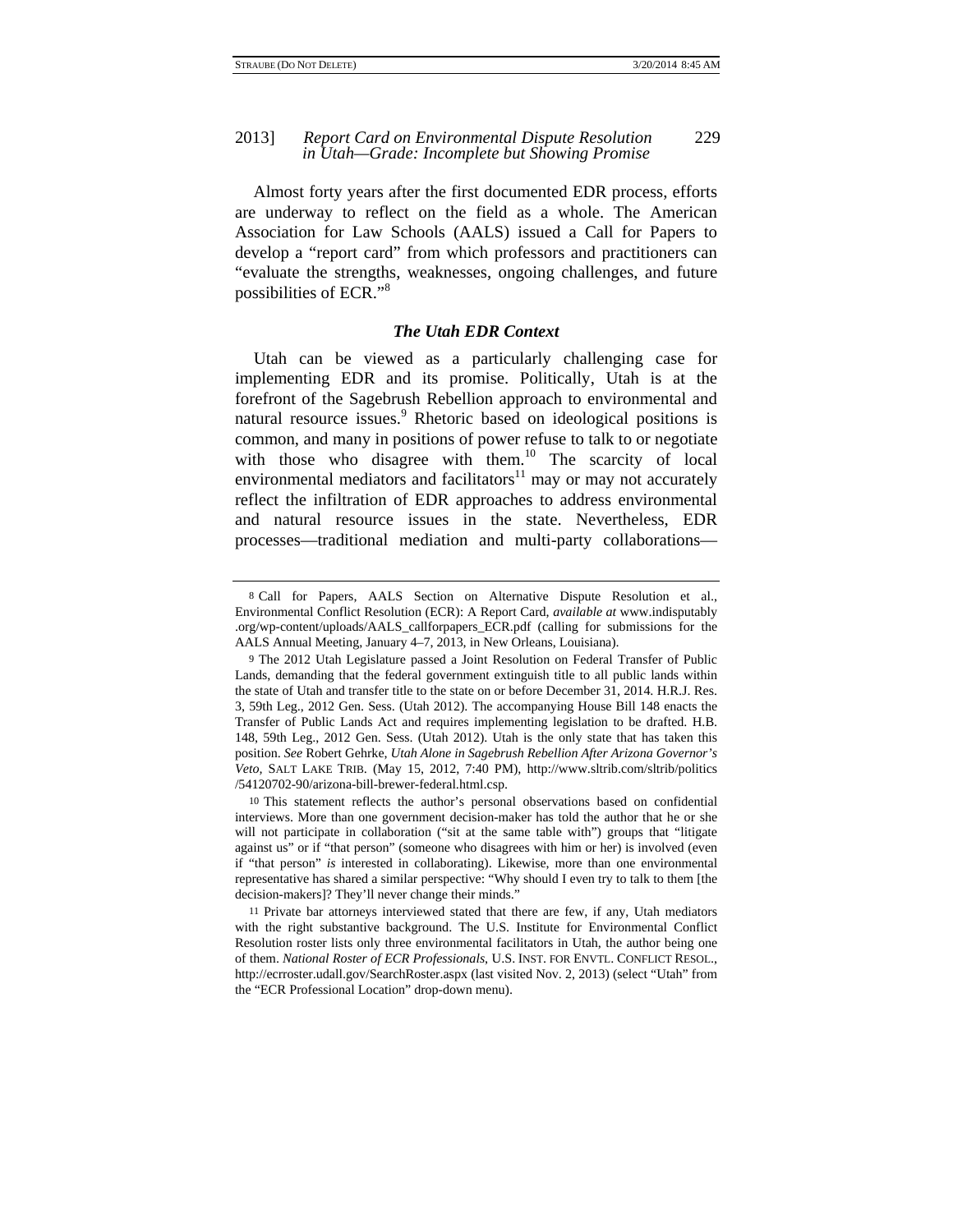Almost forty years after the first documented EDR process, efforts are underway to reflect on the field as a whole. The American Association for Law Schools (AALS) issued a Call for Papers to develop a "report card" from which professors and practitioners can "evaluate the strengths, weaknesses, ongoing challenges, and future possibilities of ECR."[8]

### *The Utah EDR Context*

Utah can be viewed as a particularly challenging case for implementing EDR and its promise. Politically, Utah is at the forefront of the Sagebrush Rebellion approach to environmental and natural resource issues.[9] Rhetoric based on ideological positions is common, and many in positions of power refuse to talk to or negotiate with those who disagree with them.[10] The scarcity of local environmental mediators and facilitators[11] may or may not accurately reflect the infiltration of EDR approaches to address environmental and natural resource issues in the state. Nevertheless, EDR processes—traditional mediation and multi-party collaborations—

---

8 Call for Papers, AALS Section on Alternative Dispute Resolution et al., Environmental Conflict Resolution (ECR): A Report Card, *available at* www.indisputably.org/wp-content/uploads/AALS_callforpapers_ECR.pdf (calling for submissions for the AALS Annual Meeting, January 4–7, 2013, in New Orleans, Louisiana).

9 The 2012 Utah Legislature passed a Joint Resolution on Federal Transfer of Public Lands, demanding that the federal government extinguish title to all public lands within the state of Utah and transfer title to the state on or before December 31, 2014. H.R.J. Res. 3, 59th Leg., 2012 Gen. Sess. (Utah 2012). The accompanying House Bill 148 enacts the Transfer of Public Lands Act and requires implementing legislation to be drafted. H.B. 148, 59th Leg., 2012 Gen. Sess. (Utah 2012). Utah is the only state that has taken this position. *See* Robert Gehrke, *Utah Alone in Sagebrush Rebellion After Arizona Governor's Veto*, SALT LAKE TRIB. (May 15, 2012, 7:40 PM), http://www.sltrib.com/sltrib/politics/54120702-90/arizona-bill-brewer-federal.html.csp.

10 This statement reflects the author's personal observations based on confidential interviews. More than one government decision-maker has told the author that he or she will not participate in collaboration ("sit at the same table with") groups that "litigate against us" or if "that person" (someone who disagrees with him or her) is involved (even if "that person" *is* interested in collaborating). Likewise, more than one environmental representative has shared a similar perspective: "Why should I even try to talk to them [the decision-makers]? They'll never change their minds."

11 Private bar attorneys interviewed stated that there are few, if any, Utah mediators with the right substantive background. The U.S. Institute for Environmental Conflict Resolution roster lists only three environmental facilitators in Utah, the author being one of them. *National Roster of ECR Professionals*, U.S. INST. FOR ENVTL. CONFLICT RESOL., http://ecrroster.udall.gov/SearchRoster.aspx (last visited Nov. 2, 2013) (select "Utah" from the "ECR Professional Location" drop-down menu).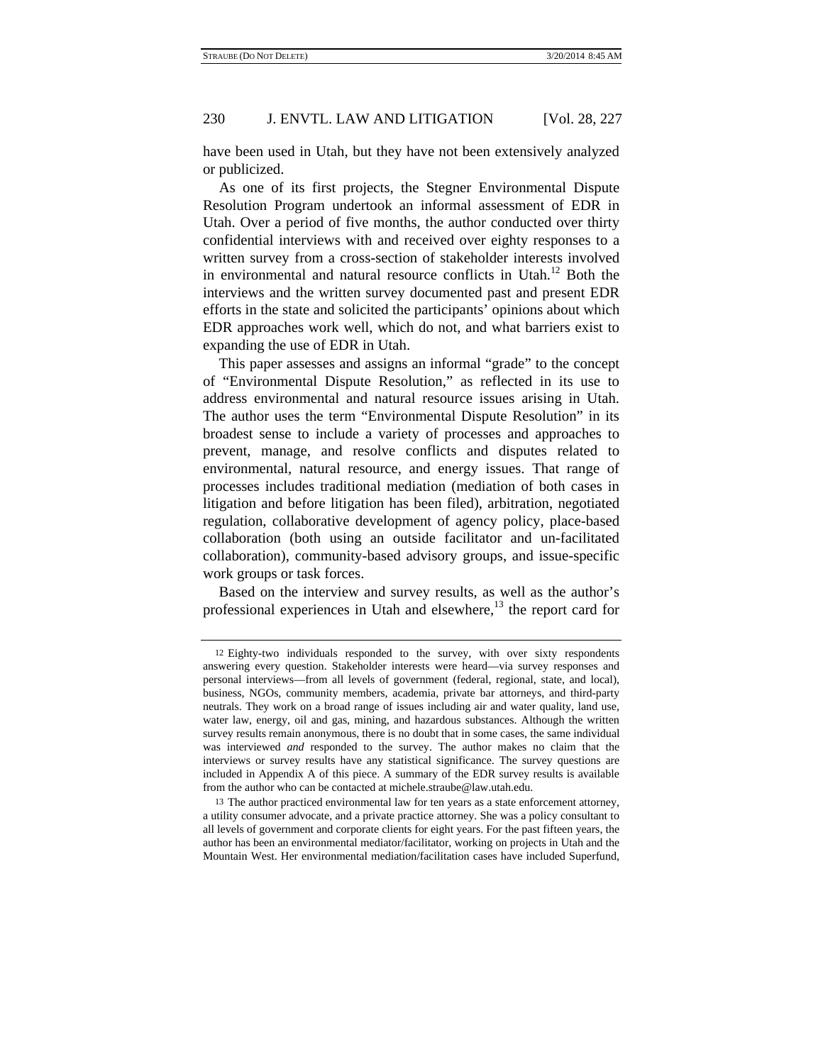have been used in Utah, but they have not been extensively analyzed or publicized.

As one of its first projects, the Stegner Environmental Dispute Resolution Program undertook an informal assessment of EDR in Utah. Over a period of five months, the author conducted over thirty confidential interviews with and received over eighty responses to a written survey from a cross-section of stakeholder interests involved in environmental and natural resource conflicts in Utah.[12] Both the interviews and the written survey documented past and present EDR efforts in the state and solicited the participants' opinions about which EDR approaches work well, which do not, and what barriers exist to expanding the use of EDR in Utah.

This paper assesses and assigns an informal "grade" to the concept of "Environmental Dispute Resolution," as reflected in its use to address environmental and natural resource issues arising in Utah. The author uses the term "Environmental Dispute Resolution" in its broadest sense to include a variety of processes and approaches to prevent, manage, and resolve conflicts and disputes related to environmental, natural resource, and energy issues. That range of processes includes traditional mediation (mediation of both cases in litigation and before litigation has been filed), arbitration, negotiated regulation, collaborative development of agency policy, place-based collaboration (both using an outside facilitator and un-facilitated collaboration), community-based advisory groups, and issue-specific work groups or task forces.

Based on the interview and survey results, as well as the author's professional experiences in Utah and elsewhere,[13] the report card for

---

12 Eighty-two individuals responded to the survey, with over sixty respondents answering every question. Stakeholder interests were heard—via survey responses and personal interviews—from all levels of government (federal, regional, state, and local), business, NGOs, community members, academia, private bar attorneys, and third-party neutrals. They work on a broad range of issues including air and water quality, land use, water law, energy, oil and gas, mining, and hazardous substances. Although the written survey results remain anonymous, there is no doubt that in some cases, the same individual was interviewed *and* responded to the survey. The author makes no claim that the interviews or survey results have any statistical significance. The survey questions are included in Appendix A of this piece. A summary of the EDR survey results is available from the author who can be contacted at michele.straube@law.utah.edu.

13 The author practiced environmental law for ten years as a state enforcement attorney, a utility consumer advocate, and a private practice attorney. She was a policy consultant to all levels of government and corporate clients for eight years. For the past fifteen years, the author has been an environmental mediator/facilitator, working on projects in Utah and the Mountain West. Her environmental mediation/facilitation cases have included Superfund,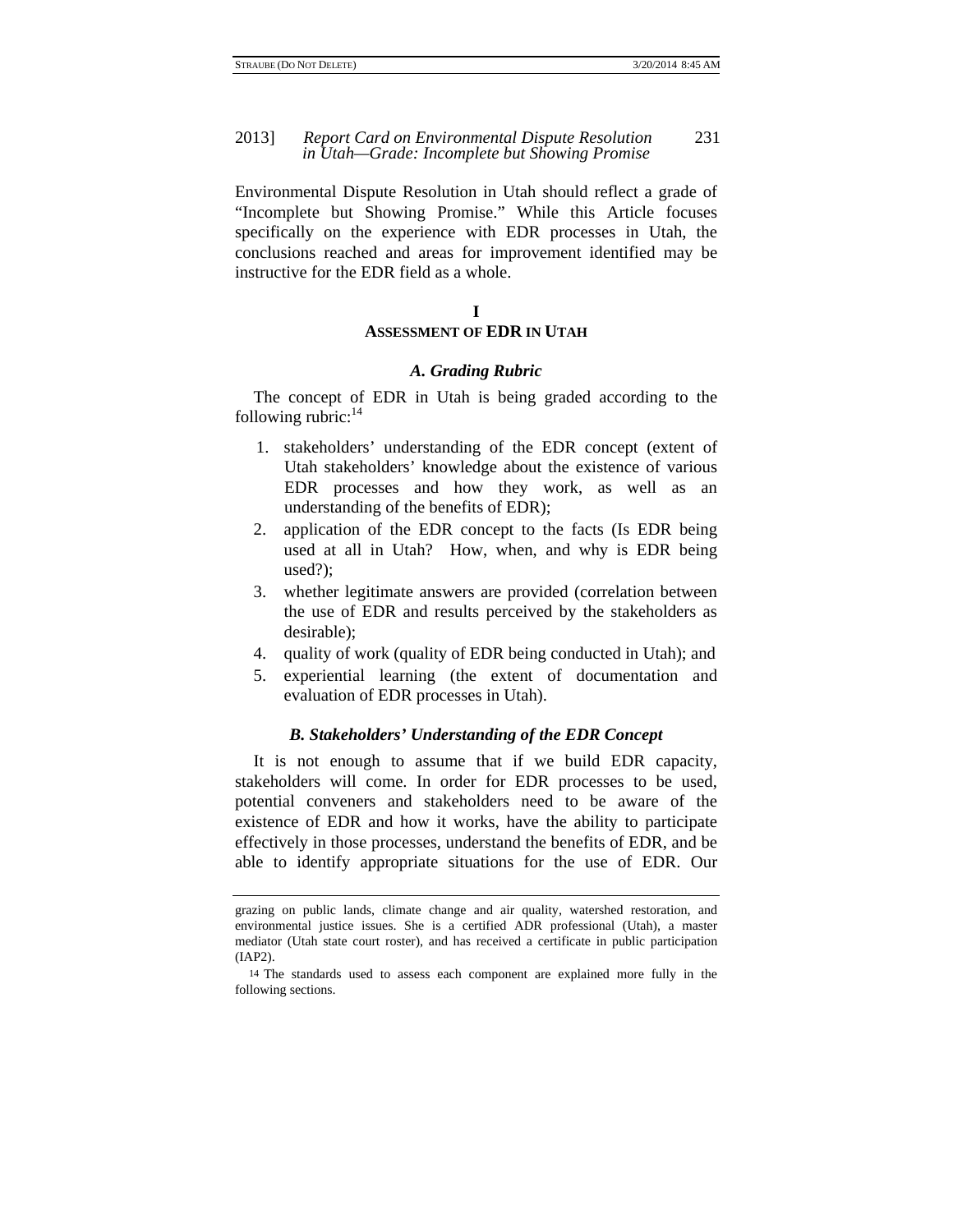Environmental Dispute Resolution in Utah should reflect a grade of "Incomplete but Showing Promise." While this Article focuses specifically on the experience with EDR processes in Utah, the conclusions reached and areas for improvement identified may be instructive for the EDR field as a whole.

# I
# Assessment of EDR in Utah

## *A. Grading Rubric*

The concept of EDR in Utah is being graded according to the following rubric:[14]

1. stakeholders' understanding of the EDR concept (extent of Utah stakeholders' knowledge about the existence of various EDR processes and how they work, as well as an understanding of the benefits of EDR);
2. application of the EDR concept to the facts (Is EDR being used at all in Utah? How, when, and why is EDR being used?);
3. whether legitimate answers are provided (correlation between the use of EDR and results perceived by the stakeholders as desirable);
4. quality of work (quality of EDR being conducted in Utah); and
5. experiential learning (the extent of documentation and evaluation of EDR processes in Utah).

## *B. Stakeholders' Understanding of the EDR Concept*

It is not enough to assume that if we build EDR capacity, stakeholders will come. In order for EDR processes to be used, potential conveners and stakeholders need to be aware of the existence of EDR and how it works, have the ability to participate effectively in those processes, understand the benefits of EDR, and be able to identify appropriate situations for the use of EDR. Our

---

grazing on public lands, climate change and air quality, watershed restoration, and environmental justice issues. She is a certified ADR professional (Utah), a master mediator (Utah state court roster), and has received a certificate in public participation (IAP2).

[14] The standards used to assess each component are explained more fully in the following sections.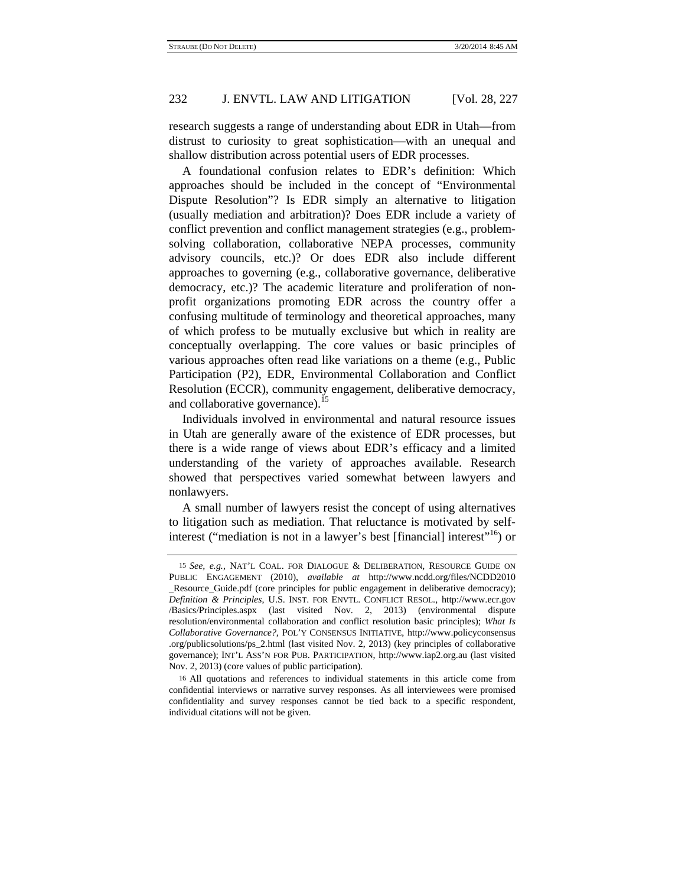research suggests a range of understanding about EDR in Utah—from distrust to curiosity to great sophistication—with an unequal and shallow distribution across potential users of EDR processes.

A foundational confusion relates to EDR's definition: Which approaches should be included in the concept of "Environmental Dispute Resolution"? Is EDR simply an alternative to litigation (usually mediation and arbitration)? Does EDR include a variety of conflict prevention and conflict management strategies (e.g., problem-solving collaboration, collaborative NEPA processes, community advisory councils, etc.)? Or does EDR also include different approaches to governing (e.g., collaborative governance, deliberative democracy, etc.)? The academic literature and proliferation of non-profit organizations promoting EDR across the country offer a confusing multitude of terminology and theoretical approaches, many of which profess to be mutually exclusive but which in reality are conceptually overlapping. The core values or basic principles of various approaches often read like variations on a theme (e.g., Public Participation (P2), EDR, Environmental Collaboration and Conflict Resolution (ECCR), community engagement, deliberative democracy, and collaborative governance).[15]

Individuals involved in environmental and natural resource issues in Utah are generally aware of the existence of EDR processes, but there is a wide range of views about EDR's efficacy and a limited understanding of the variety of approaches available. Research showed that perspectives varied somewhat between lawyers and nonlawyers.

A small number of lawyers resist the concept of using alternatives to litigation such as mediation. That reluctance is motivated by self-interest ("mediation is not in a lawyer's best [financial] interest"[16]) or

---

15 *See, e.g.*, NAT'L COAL. FOR DIALOGUE & DELIBERATION, RESOURCE GUIDE ON PUBLIC ENGAGEMENT (2010), *available at* http://www.ncdd.org/files/NCDD2010_Resource_Guide.pdf (core principles for public engagement in deliberative democracy); *Definition & Principles*, U.S. INST. FOR ENVTL. CONFLICT RESOL., http://www.ecr.gov/Basics/Principles.aspx (last visited Nov. 2, 2013) (environmental dispute resolution/environmental collaboration and conflict resolution basic principles); *What Is Collaborative Governance?*, POL'Y CONSENSUS INITIATIVE, http://www.policyconsensus.org/publicsolutions/ps_2.html (last visited Nov. 2, 2013) (key principles of collaborative governance); INT'L ASS'N FOR PUB. PARTICIPATION, http://www.iap2.org.au (last visited Nov. 2, 2013) (core values of public participation).

16 All quotations and references to individual statements in this article come from confidential interviews or narrative survey responses. As all interviewees were promised confidentiality and survey responses cannot be tied back to a specific respondent, individual citations will not be given.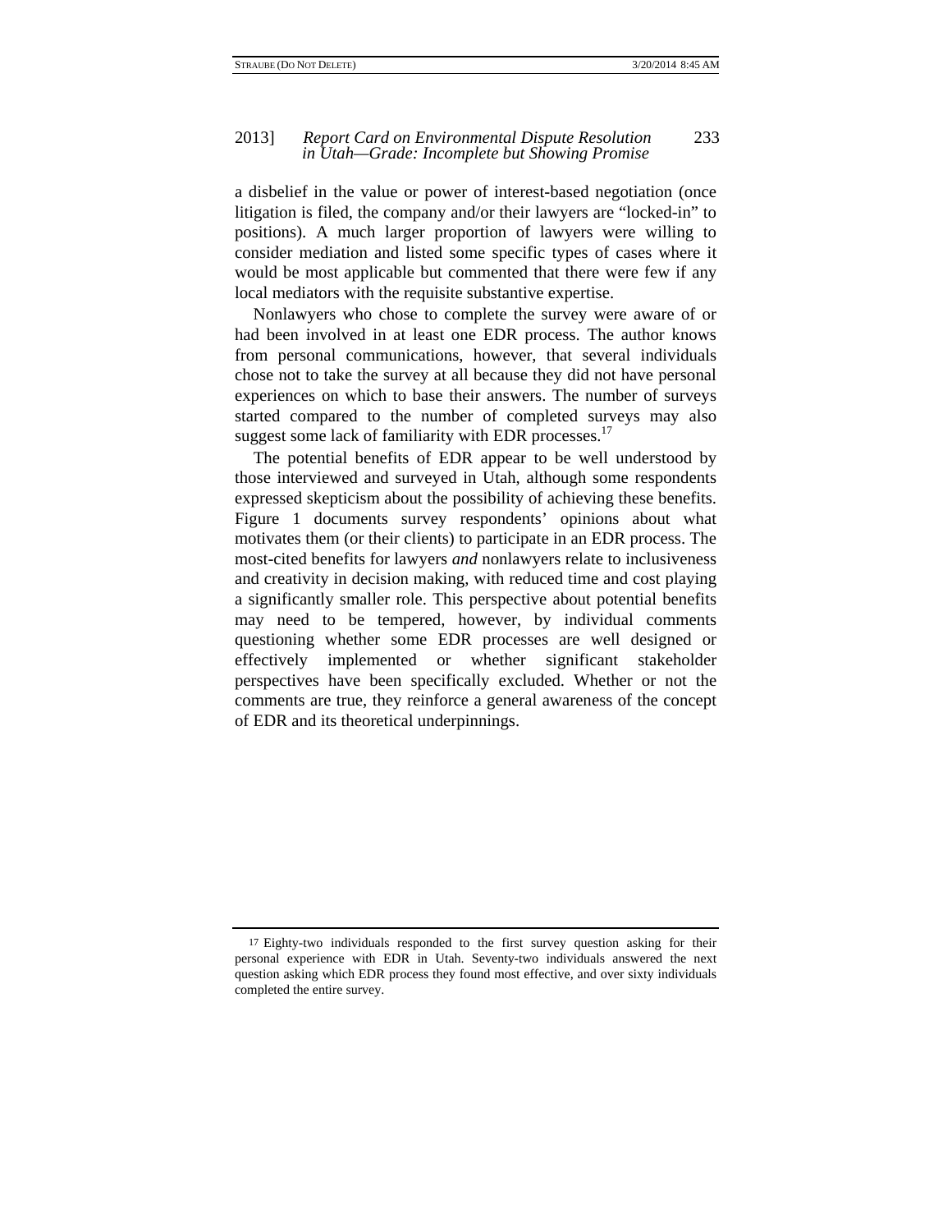a disbelief in the value or power of interest-based negotiation (once litigation is filed, the company and/or their lawyers are "locked-in" to positions). A much larger proportion of lawyers were willing to consider mediation and listed some specific types of cases where it would be most applicable but commented that there were few if any local mediators with the requisite substantive expertise.

Nonlawyers who chose to complete the survey were aware of or had been involved in at least one EDR process. The author knows from personal communications, however, that several individuals chose not to take the survey at all because they did not have personal experiences on which to base their answers. The number of surveys started compared to the number of completed surveys may also suggest some lack of familiarity with EDR processes.[17]

The potential benefits of EDR appear to be well understood by those interviewed and surveyed in Utah, although some respondents expressed skepticism about the possibility of achieving these benefits. Figure 1 documents survey respondents' opinions about what motivates them (or their clients) to participate in an EDR process. The most-cited benefits for lawyers *and* nonlawyers relate to inclusiveness and creativity in decision making, with reduced time and cost playing a significantly smaller role. This perspective about potential benefits may need to be tempered, however, by individual comments questioning whether some EDR processes are well designed or effectively implemented or whether significant stakeholder perspectives have been specifically excluded. Whether or not the comments are true, they reinforce a general awareness of the concept of EDR and its theoretical underpinnings.

---

[17] Eighty-two individuals responded to the first survey question asking for their personal experience with EDR in Utah. Seventy-two individuals answered the next question asking which EDR process they found most effective, and over sixty individuals completed the entire survey.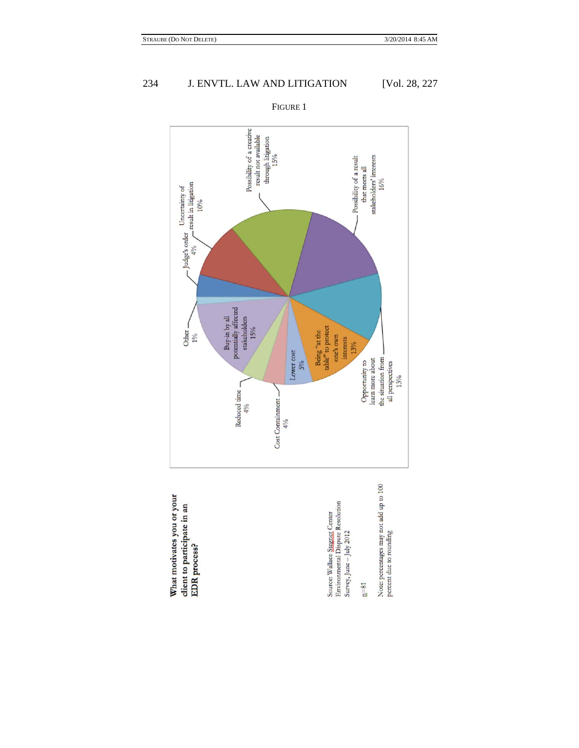FIGURE 1

**What motivates you or your client to participate in an EDR process?**

| Motivation | Percentage |
|---|---|
| Possibility of a result that meets all stakeholders' interests | 16% |
| Possibility of a creative result not available through litigation | 15% |
| Buy-in by all potentially affected stakeholders | 15% |
| Being "at the table" to protect one's own interests | 13% |
| Opportunity to learn more about the situation from all perspectives | 13% |
| Uncertainty of result in litigation | 10% |
| Lower cost | 5% |
| Judge's order | 4% |
| Reduced time | 4% |
| Cost Containment | 4% |
| Other | 1% |

Source: Wallace Stegner Center Environmental Dispute Resolution Survey, June – July 2012

n=81

Note: percentages may not add up to 100 percent due to rounding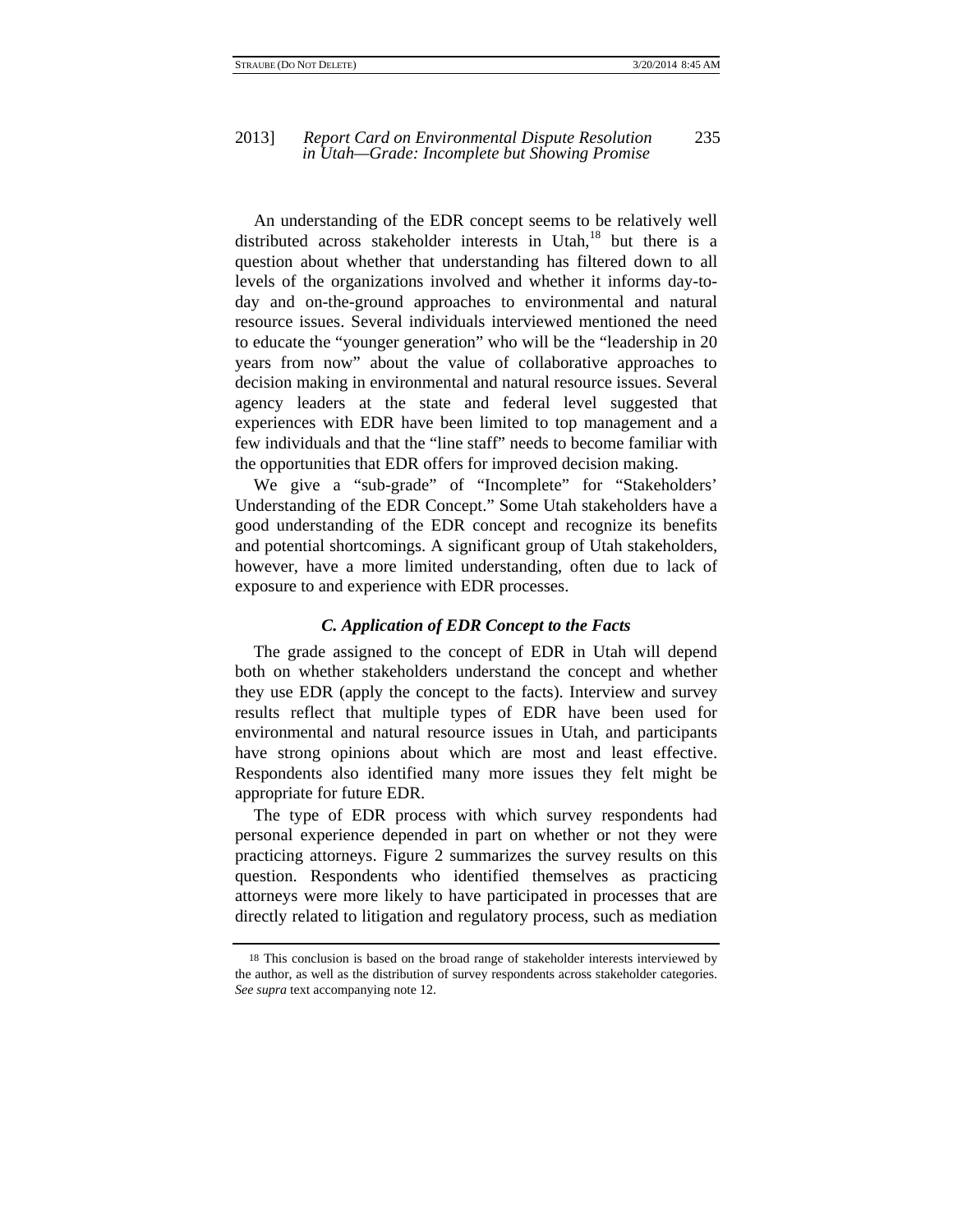An understanding of the EDR concept seems to be relatively well distributed across stakeholder interests in Utah,[18] but there is a question about whether that understanding has filtered down to all levels of the organizations involved and whether it informs day-to-day and on-the-ground approaches to environmental and natural resource issues. Several individuals interviewed mentioned the need to educate the "younger generation" who will be the "leadership in 20 years from now" about the value of collaborative approaches to decision making in environmental and natural resource issues. Several agency leaders at the state and federal level suggested that experiences with EDR have been limited to top management and a few individuals and that the "line staff" needs to become familiar with the opportunities that EDR offers for improved decision making.

We give a "sub-grade" of "Incomplete" for "Stakeholders' Understanding of the EDR Concept." Some Utah stakeholders have a good understanding of the EDR concept and recognize its benefits and potential shortcomings. A significant group of Utah stakeholders, however, have a more limited understanding, often due to lack of exposure to and experience with EDR processes.

### *C. Application of EDR Concept to the Facts*

The grade assigned to the concept of EDR in Utah will depend both on whether stakeholders understand the concept and whether they use EDR (apply the concept to the facts). Interview and survey results reflect that multiple types of EDR have been used for environmental and natural resource issues in Utah, and participants have strong opinions about which are most and least effective. Respondents also identified many more issues they felt might be appropriate for future EDR.

The type of EDR process with which survey respondents had personal experience depended in part on whether or not they were practicing attorneys. Figure 2 summarizes the survey results on this question. Respondents who identified themselves as practicing attorneys were more likely to have participated in processes that are directly related to litigation and regulatory process, such as mediation

[18] This conclusion is based on the broad range of stakeholder interests interviewed by the author, as well as the distribution of survey respondents across stakeholder categories. *See supra* text accompanying note 12.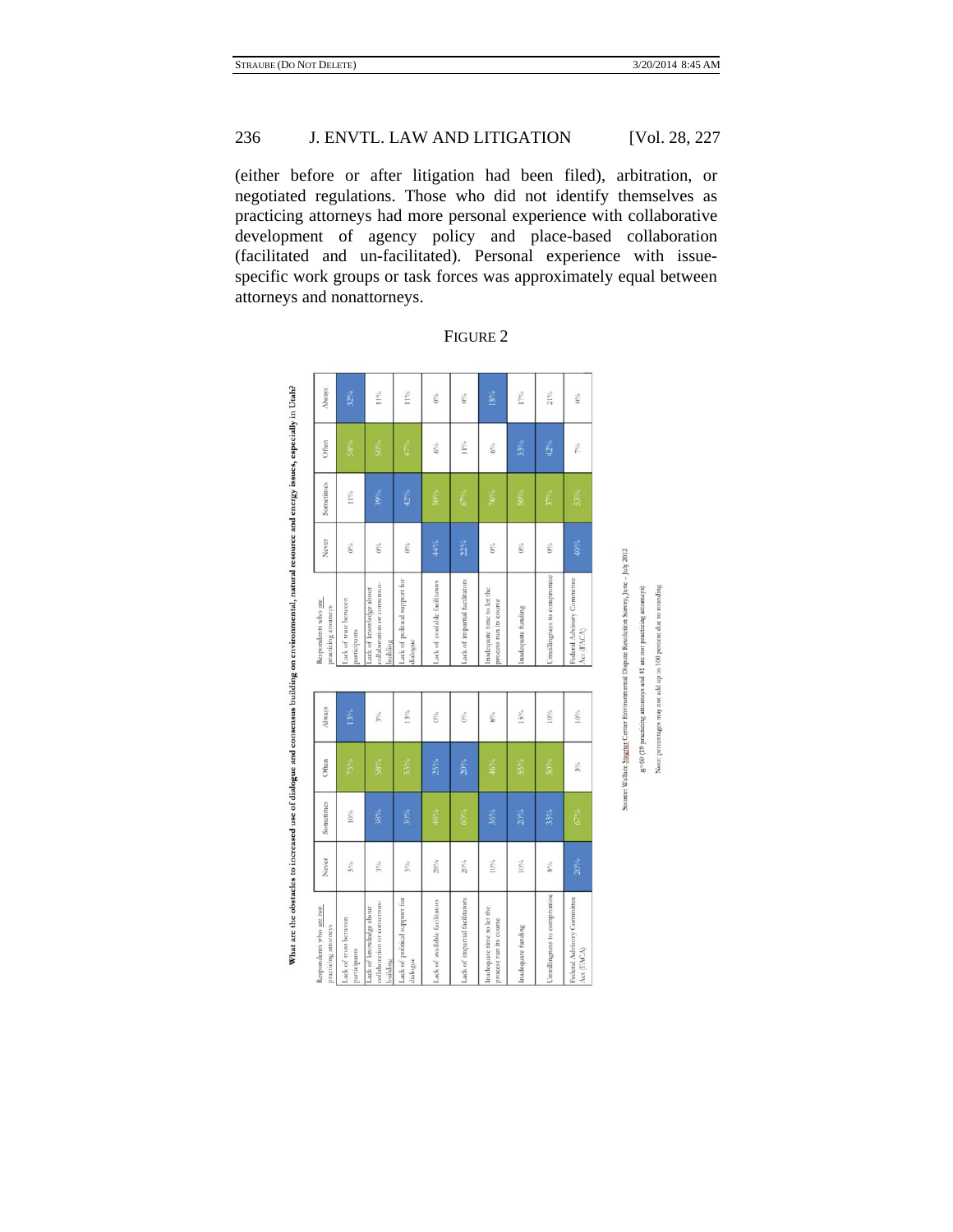(either before or after litigation had been filed), arbitration, or negotiated regulations. Those who did not identify themselves as practicing attorneys had more personal experience with collaborative development of agency policy and place-based collaboration (facilitated and un-facilitated). Personal experience with issue-specific work groups or task forces was approximately equal between attorneys and nonattorneys.

FIGURE 2

**What are the obstacles to increased use of dialogue and consensus building on environmental, natural resource and energy issues, especially in Utah?**

| Respondents who are not practicing attorneys | Never | Sometimes | Often | Always |
|---|---|---|---|---|
| Lack of trust between participants | 5% | 10% | 73% | 13% |
| Lack of knowledge about collaboration or consensus-building | 3% | 38% | 58% | 3% |
| Lack of political support for dialogue | 5% | 30% | 53% | 13% |
| Lack of available facilitators | 28% | 48% | 25% | 0% |
| Lack of impartial facilitators | 20% | 60% | 20% | 0% |
| Inadequate time to let the process run its course | 10% | 36% | 46% | 8% |
| Inadequate funding | 10% | 20% | 55% | 15% |
| Unwillingness to compromise | 8% | 33% | 50% | 10% |
| Federal Advisory Committee Act (FACA) | 20% | 67% | 3% | 10% |

| Respondents who are practicing attorneys | Never | Sometimes | Often | Always |
|---|---|---|---|---|
| Lack of trust between participants | 0% | 11% | 58% | 32% |
| Lack of knowledge about collaboration or consensus-building | 0% | 39% | 50% | 11% |
| Lack of political support for dialogue | 0% | 42% | 47% | 11% |
| Lack of available facilitators | 44% | 50% | 6% | 0% |
| Lack of impartial facilitators | 22% | 67% | 11% | 0% |
| Inadequate time to let the process run its course | 0% | 76% | 6% | 18% |
| Inadequate funding | 0% | 50% | 33% | 17% |
| Unwillingness to compromise | 0% | 37% | 42% | 21% |
| Federal Advisory Committee Act (FACA) | 40% | 53% | 7% | 0% |

Source: Wallace Stegner Center Environmental Dispute Resolution Survey, June – July 2012

n=60 (19 practicing attorneys and 41 are not practicing attorneys)

Note: percentages may not add up to 100 percent due to rounding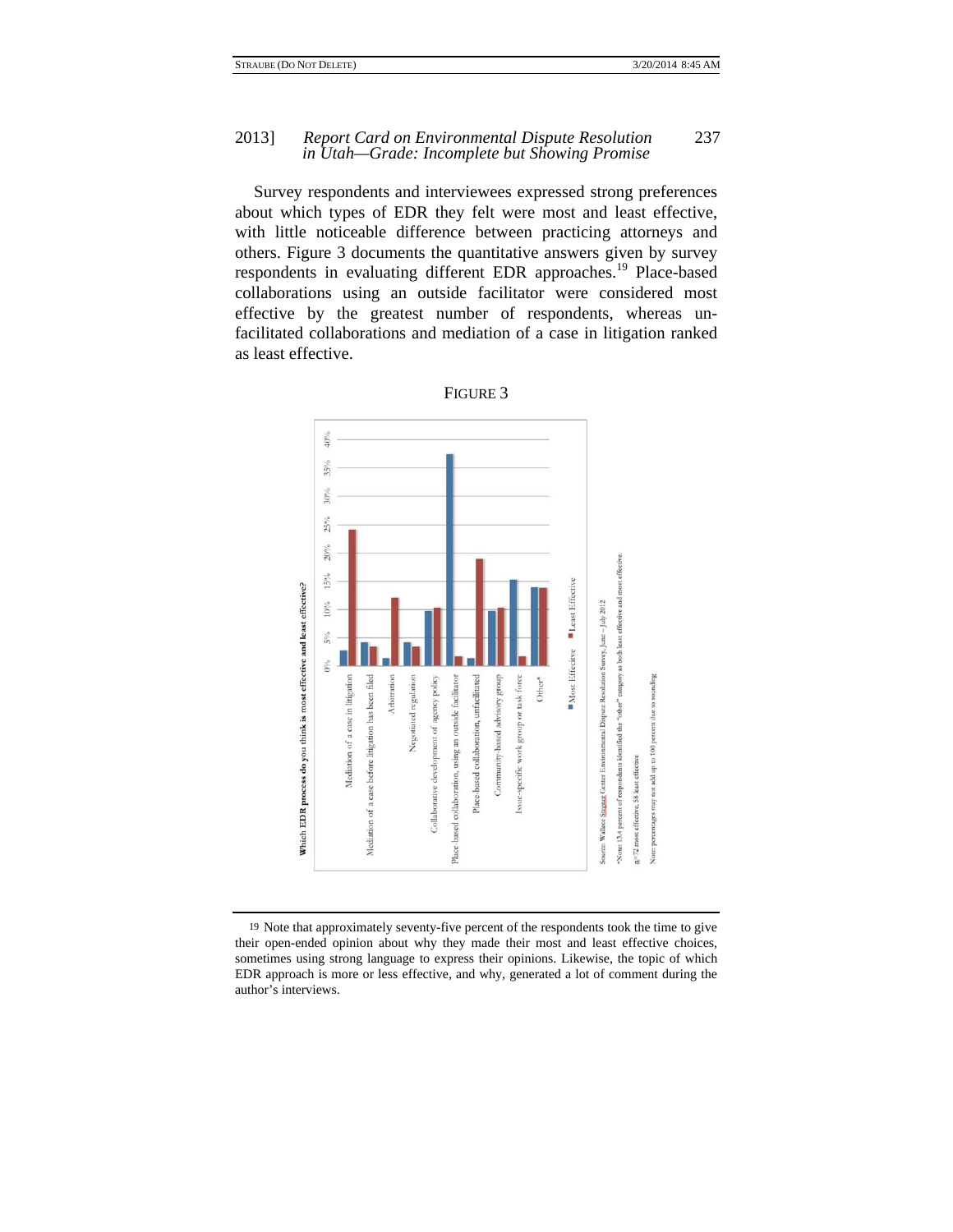Survey respondents and interviewees expressed strong preferences about which types of EDR they felt were most and least effective, with little noticeable difference between practicing attorneys and others. Figure 3 documents the quantitative answers given by survey respondents in evaluating different EDR approaches.[19] Place-based collaborations using an outside facilitator were considered most effective by the greatest number of respondents, whereas un-facilitated collaborations and mediation of a case in litigation ranked as least effective.

FIGURE 3

**Which EDR process do you think is most effective and least effective?**

Categories: Mediation of a case in litigation; Mediation of a case before litigation has been filed; Arbitration; Negotiated regulation; Collaborative development of agency policy; Place-based collaboration, using an outside facilitator; Place-based collaboration, unfacilitated; Community-based advisory group; Issue-specific work group or task force; Other*

Legend: Most Effective; Least Effective

Source: Wallace Stegner Center Environmental Dispute Resolution Survey, June – July 2012

*Note: 13.4 percent of respondents identified the "other" category as both least effective and most effective.

n=72 most effective, 58 least effective

Note: percentages may not add up to 100 percent due to rounding

---

19 Note that approximately seventy-five percent of the respondents took the time to give their open-ended opinion about why they made their most and least effective choices, sometimes using strong language to express their opinions. Likewise, the topic of which EDR approach is more or less effective, and why, generated a lot of comment during the author's interviews.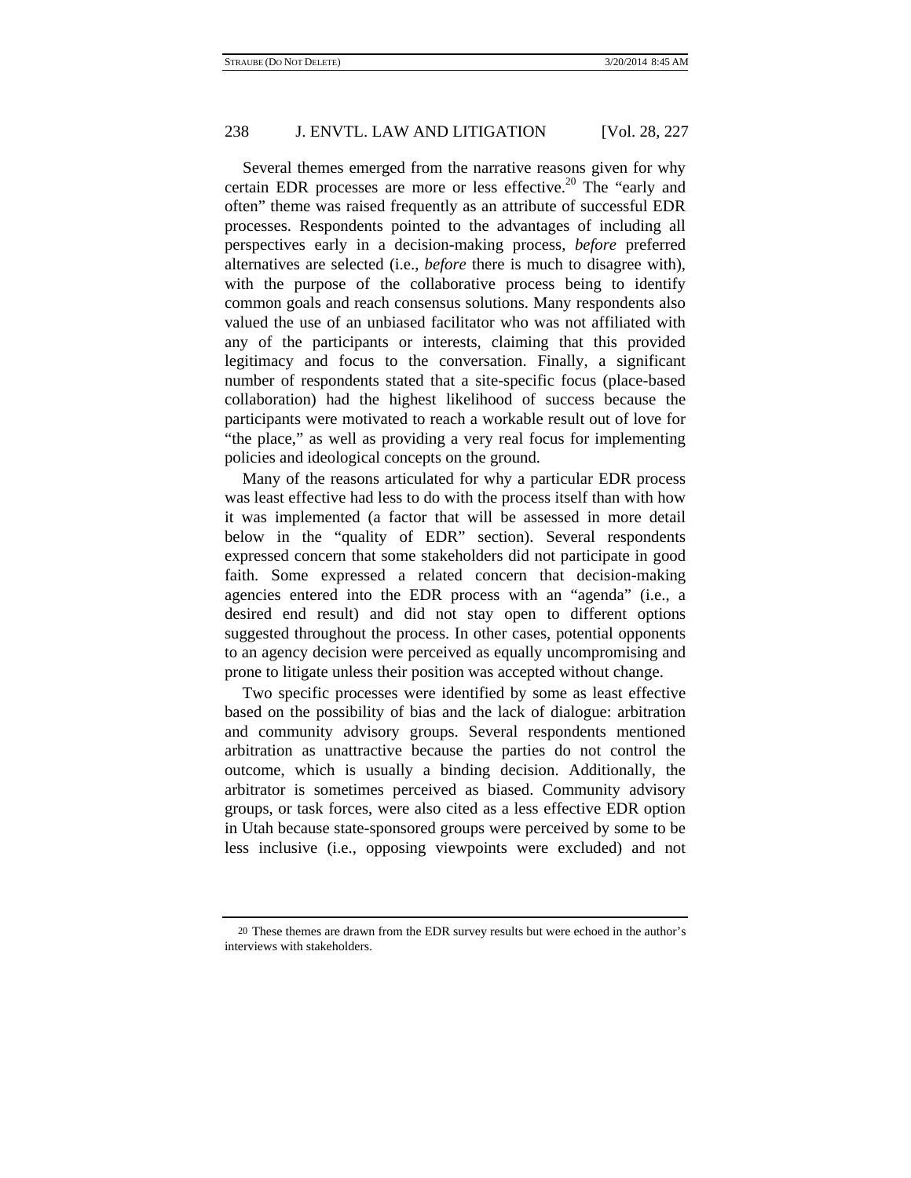Several themes emerged from the narrative reasons given for why certain EDR processes are more or less effective.[20] The "early and often" theme was raised frequently as an attribute of successful EDR processes. Respondents pointed to the advantages of including all perspectives early in a decision-making process, *before* preferred alternatives are selected (i.e., *before* there is much to disagree with), with the purpose of the collaborative process being to identify common goals and reach consensus solutions. Many respondents also valued the use of an unbiased facilitator who was not affiliated with any of the participants or interests, claiming that this provided legitimacy and focus to the conversation. Finally, a significant number of respondents stated that a site-specific focus (place-based collaboration) had the highest likelihood of success because the participants were motivated to reach a workable result out of love for "the place," as well as providing a very real focus for implementing policies and ideological concepts on the ground.

Many of the reasons articulated for why a particular EDR process was least effective had less to do with the process itself than with how it was implemented (a factor that will be assessed in more detail below in the "quality of EDR" section). Several respondents expressed concern that some stakeholders did not participate in good faith. Some expressed a related concern that decision-making agencies entered into the EDR process with an "agenda" (i.e., a desired end result) and did not stay open to different options suggested throughout the process. In other cases, potential opponents to an agency decision were perceived as equally uncompromising and prone to litigate unless their position was accepted without change.

Two specific processes were identified by some as least effective based on the possibility of bias and the lack of dialogue: arbitration and community advisory groups. Several respondents mentioned arbitration as unattractive because the parties do not control the outcome, which is usually a binding decision. Additionally, the arbitrator is sometimes perceived as biased. Community advisory groups, or task forces, were also cited as a less effective EDR option in Utah because state-sponsored groups were perceived by some to be less inclusive (i.e., opposing viewpoints were excluded) and not

---

[20] These themes are drawn from the EDR survey results but were echoed in the author's interviews with stakeholders.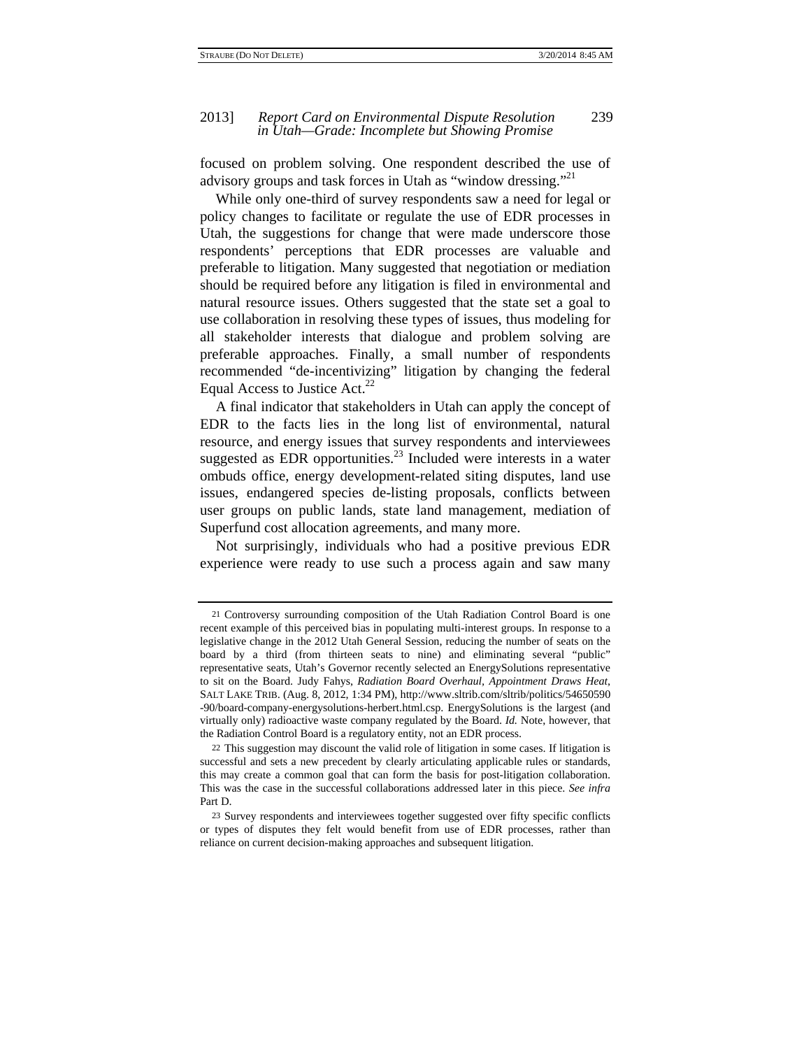focused on problem solving. One respondent described the use of advisory groups and task forces in Utah as "window dressing."[21]

While only one-third of survey respondents saw a need for legal or policy changes to facilitate or regulate the use of EDR processes in Utah, the suggestions for change that were made underscore those respondents' perceptions that EDR processes are valuable and preferable to litigation. Many suggested that negotiation or mediation should be required before any litigation is filed in environmental and natural resource issues. Others suggested that the state set a goal to use collaboration in resolving these types of issues, thus modeling for all stakeholder interests that dialogue and problem solving are preferable approaches. Finally, a small number of respondents recommended "de-incentivizing" litigation by changing the federal Equal Access to Justice Act.[22]

A final indicator that stakeholders in Utah can apply the concept of EDR to the facts lies in the long list of environmental, natural resource, and energy issues that survey respondents and interviewees suggested as EDR opportunities.[23] Included were interests in a water ombuds office, energy development-related siting disputes, land use issues, endangered species de-listing proposals, conflicts between user groups on public lands, state land management, mediation of Superfund cost allocation agreements, and many more.

Not surprisingly, individuals who had a positive previous EDR experience were ready to use such a process again and saw many

---

21 Controversy surrounding composition of the Utah Radiation Control Board is one recent example of this perceived bias in populating multi-interest groups. In response to a legislative change in the 2012 Utah General Session, reducing the number of seats on the board by a third (from thirteen seats to nine) and eliminating several "public" representative seats, Utah's Governor recently selected an EnergySolutions representative to sit on the Board. Judy Fahys, *Radiation Board Overhaul, Appointment Draws Heat*, SALT LAKE TRIB. (Aug. 8, 2012, 1:34 PM), http://www.sltrib.com/sltrib/politics/54650590-90/board-company-energysolutions-herbert.html.csp. EnergySolutions is the largest (and virtually only) radioactive waste company regulated by the Board. *Id.* Note, however, that the Radiation Control Board is a regulatory entity, not an EDR process.

22 This suggestion may discount the valid role of litigation in some cases. If litigation is successful and sets a new precedent by clearly articulating applicable rules or standards, this may create a common goal that can form the basis for post-litigation collaboration. This was the case in the successful collaborations addressed later in this piece. *See infra* Part D.

23 Survey respondents and interviewees together suggested over fifty specific conflicts or types of disputes they felt would benefit from use of EDR processes, rather than reliance on current decision-making approaches and subsequent litigation.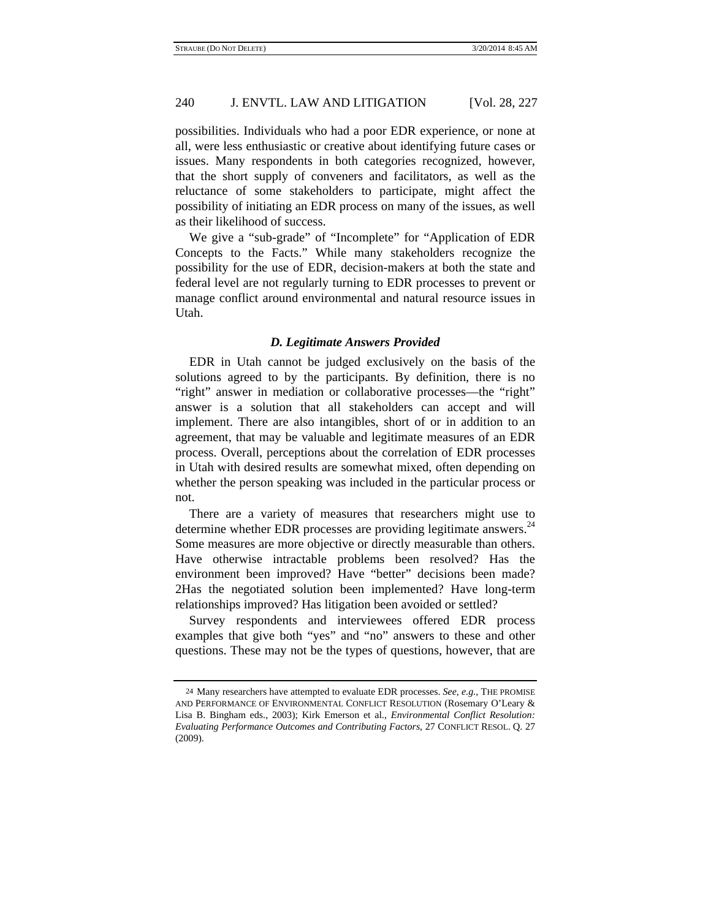possibilities. Individuals who had a poor EDR experience, or none at all, were less enthusiastic or creative about identifying future cases or issues. Many respondents in both categories recognized, however, that the short supply of conveners and facilitators, as well as the reluctance of some stakeholders to participate, might affect the possibility of initiating an EDR process on many of the issues, as well as their likelihood of success.

We give a "sub-grade" of "Incomplete" for "Application of EDR Concepts to the Facts." While many stakeholders recognize the possibility for the use of EDR, decision-makers at both the state and federal level are not regularly turning to EDR processes to prevent or manage conflict around environmental and natural resource issues in Utah.

### *D. Legitimate Answers Provided*

EDR in Utah cannot be judged exclusively on the basis of the solutions agreed to by the participants. By definition, there is no "right" answer in mediation or collaborative processes—the "right" answer is a solution that all stakeholders can accept and will implement. There are also intangibles, short of or in addition to an agreement, that may be valuable and legitimate measures of an EDR process. Overall, perceptions about the correlation of EDR processes in Utah with desired results are somewhat mixed, often depending on whether the person speaking was included in the particular process or not.

There are a variety of measures that researchers might use to determine whether EDR processes are providing legitimate answers.[24] Some measures are more objective or directly measurable than others. Have otherwise intractable problems been resolved? Has the environment been improved? Have "better" decisions been made? 2Has the negotiated solution been implemented? Have long-term relationships improved? Has litigation been avoided or settled?

Survey respondents and interviewees offered EDR process examples that give both "yes" and "no" answers to these and other questions. These may not be the types of questions, however, that are

---

24 Many researchers have attempted to evaluate EDR processes. *See, e.g.*, THE PROMISE AND PERFORMANCE OF ENVIRONMENTAL CONFLICT RESOLUTION (Rosemary O'Leary & Lisa B. Bingham eds., 2003); Kirk Emerson et al., *Environmental Conflict Resolution: Evaluating Performance Outcomes and Contributing Factors*, 27 CONFLICT RESOL. Q. 27 (2009).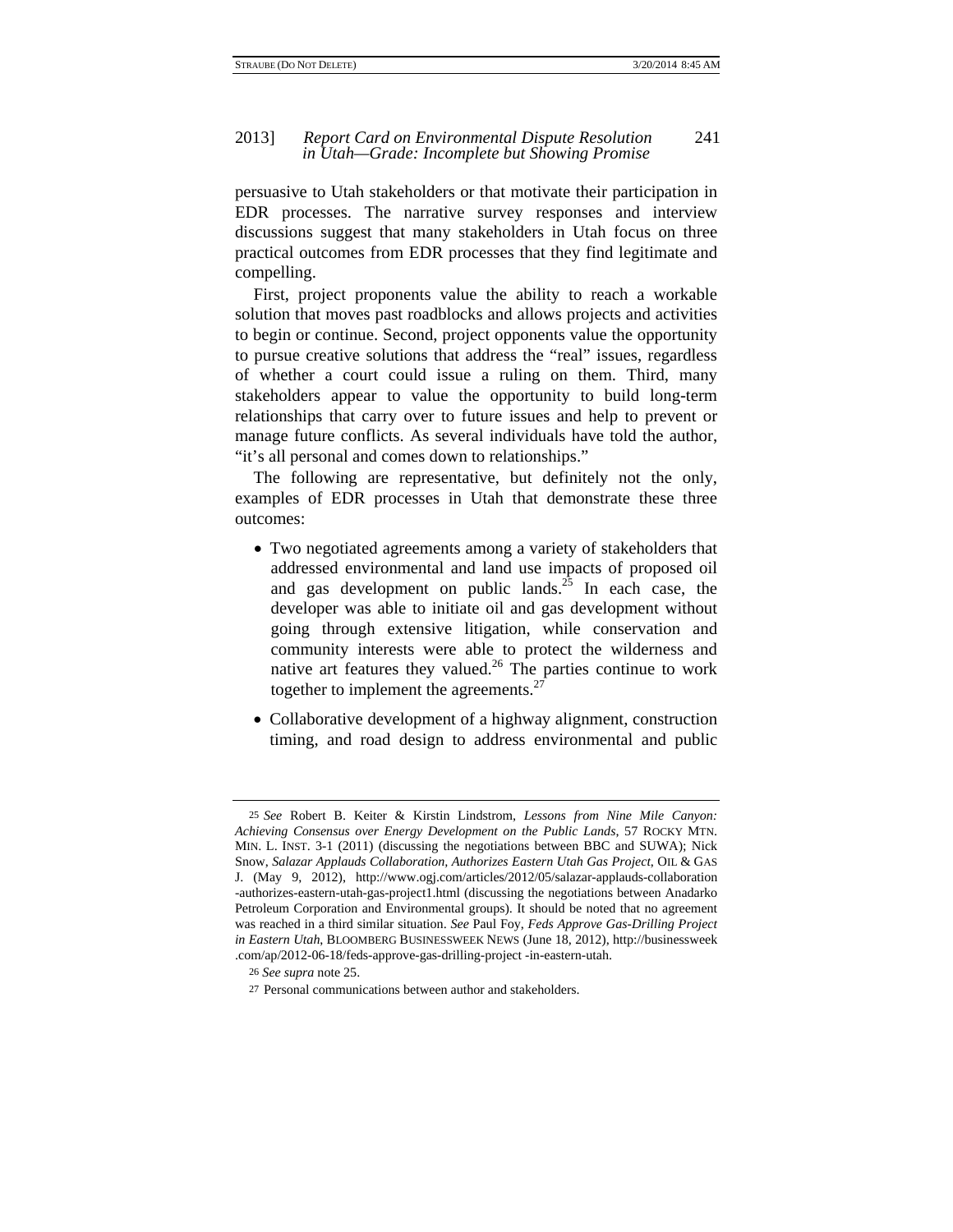persuasive to Utah stakeholders or that motivate their participation in EDR processes. The narrative survey responses and interview discussions suggest that many stakeholders in Utah focus on three practical outcomes from EDR processes that they find legitimate and compelling.

First, project proponents value the ability to reach a workable solution that moves past roadblocks and allows projects and activities to begin or continue. Second, project opponents value the opportunity to pursue creative solutions that address the "real" issues, regardless of whether a court could issue a ruling on them. Third, many stakeholders appear to value the opportunity to build long-term relationships that carry over to future issues and help to prevent or manage future conflicts. As several individuals have told the author, "it's all personal and comes down to relationships."

The following are representative, but definitely not the only, examples of EDR processes in Utah that demonstrate these three outcomes:

- Two negotiated agreements among a variety of stakeholders that addressed environmental and land use impacts of proposed oil and gas development on public lands.[25] In each case, the developer was able to initiate oil and gas development without going through extensive litigation, while conservation and community interests were able to protect the wilderness and native art features they valued.[26] The parties continue to work together to implement the agreements.[27]
- Collaborative development of a highway alignment, construction timing, and road design to address environmental and public

---

25 *See* Robert B. Keiter & Kirstin Lindstrom, *Lessons from Nine Mile Canyon: Achieving Consensus over Energy Development on the Public Lands*, 57 ROCKY MTN. MIN. L. INST. 3-1 (2011) (discussing the negotiations between BBC and SUWA); Nick Snow, *Salazar Applauds Collaboration, Authorizes Eastern Utah Gas Project*, OIL & GAS J. (May 9, 2012), http://www.ogj.com/articles/2012/05/salazar-applauds-collaboration-authorizes-eastern-utah-gas-project1.html (discussing the negotiations between Anadarko Petroleum Corporation and Environmental groups). It should be noted that no agreement was reached in a third similar situation. *See* Paul Foy, *Feds Approve Gas-Drilling Project in Eastern Utah*, BLOOMBERG BUSINESSWEEK NEWS (June 18, 2012), http://businessweek.com/ap/2012-06-18/feds-approve-gas-drilling-project-in-eastern-utah.

26 *See supra* note 25.

27 Personal communications between author and stakeholders.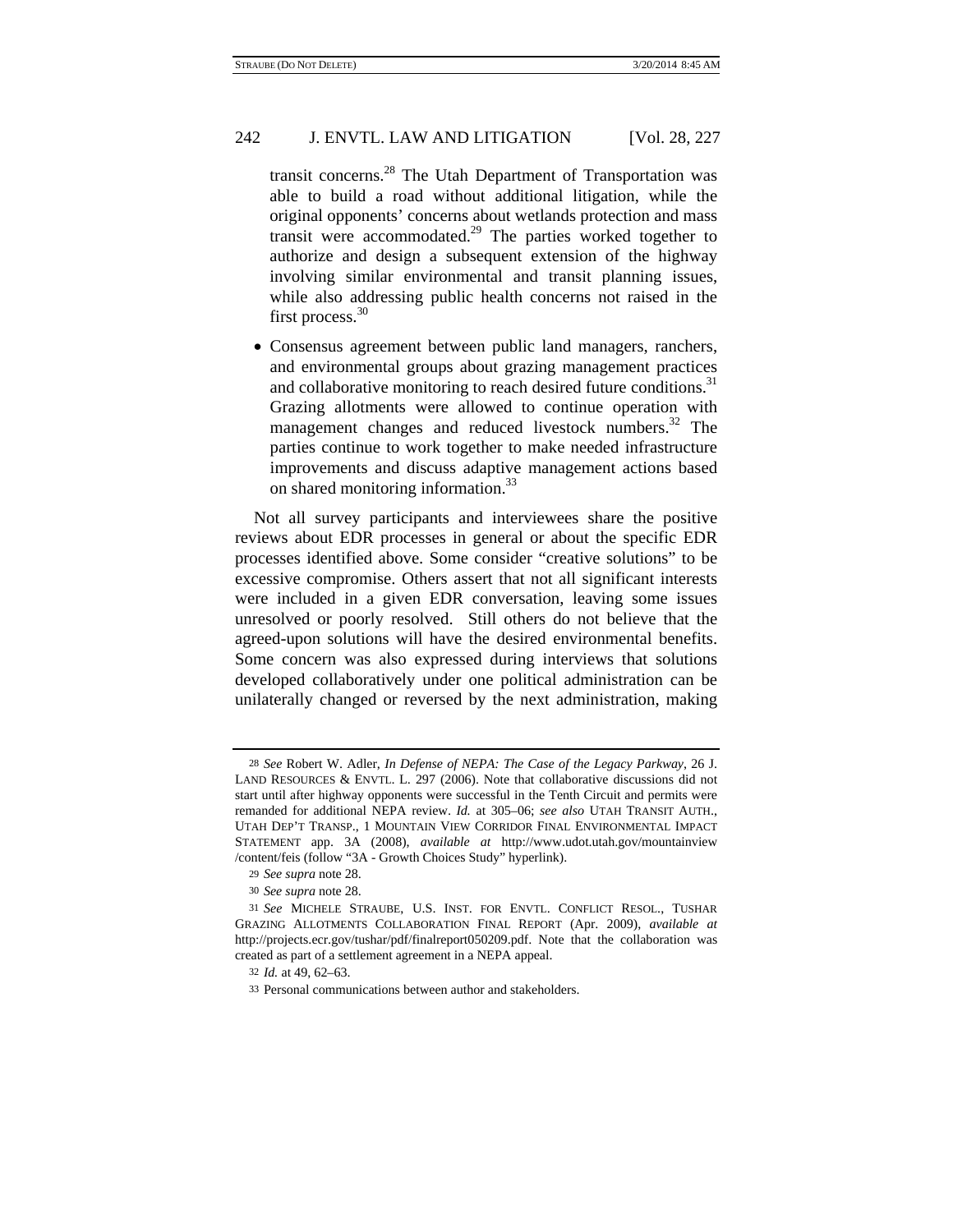transit concerns.[28] The Utah Department of Transportation was able to build a road without additional litigation, while the original opponents' concerns about wetlands protection and mass transit were accommodated.[29] The parties worked together to authorize and design a subsequent extension of the highway involving similar environmental and transit planning issues, while also addressing public health concerns not raised in the first process.[30]

- Consensus agreement between public land managers, ranchers, and environmental groups about grazing management practices and collaborative monitoring to reach desired future conditions.[31] Grazing allotments were allowed to continue operation with management changes and reduced livestock numbers.[32] The parties continue to work together to make needed infrastructure improvements and discuss adaptive management actions based on shared monitoring information.[33]

Not all survey participants and interviewees share the positive reviews about EDR processes in general or about the specific EDR processes identified above. Some consider "creative solutions" to be excessive compromise. Others assert that not all significant interests were included in a given EDR conversation, leaving some issues unresolved or poorly resolved. Still others do not believe that the agreed-upon solutions will have the desired environmental benefits. Some concern was also expressed during interviews that solutions developed collaboratively under one political administration can be unilaterally changed or reversed by the next administration, making

---

28 *See* Robert W. Adler, *In Defense of NEPA: The Case of the Legacy Parkway*, 26 J. LAND RESOURCES & ENVTL. L. 297 (2006). Note that collaborative discussions did not start until after highway opponents were successful in the Tenth Circuit and permits were remanded for additional NEPA review. *Id.* at 305–06; *see also* UTAH TRANSIT AUTH., UTAH DEP'T TRANSP., 1 MOUNTAIN VIEW CORRIDOR FINAL ENVIRONMENTAL IMPACT STATEMENT app. 3A (2008), *available at* http://www.udot.utah.gov/mountainview/content/feis (follow "3A - Growth Choices Study" hyperlink).

29 *See supra* note 28.

30 *See supra* note 28.

31 *See* MICHELE STRAUBE, U.S. INST. FOR ENVTL. CONFLICT RESOL., TUSHAR GRAZING ALLOTMENTS COLLABORATION FINAL REPORT (Apr. 2009), *available at* http://projects.ecr.gov/tushar/pdf/finalreport050209.pdf. Note that the collaboration was created as part of a settlement agreement in a NEPA appeal.

32 *Id.* at 49, 62–63.

33 Personal communications between author and stakeholders.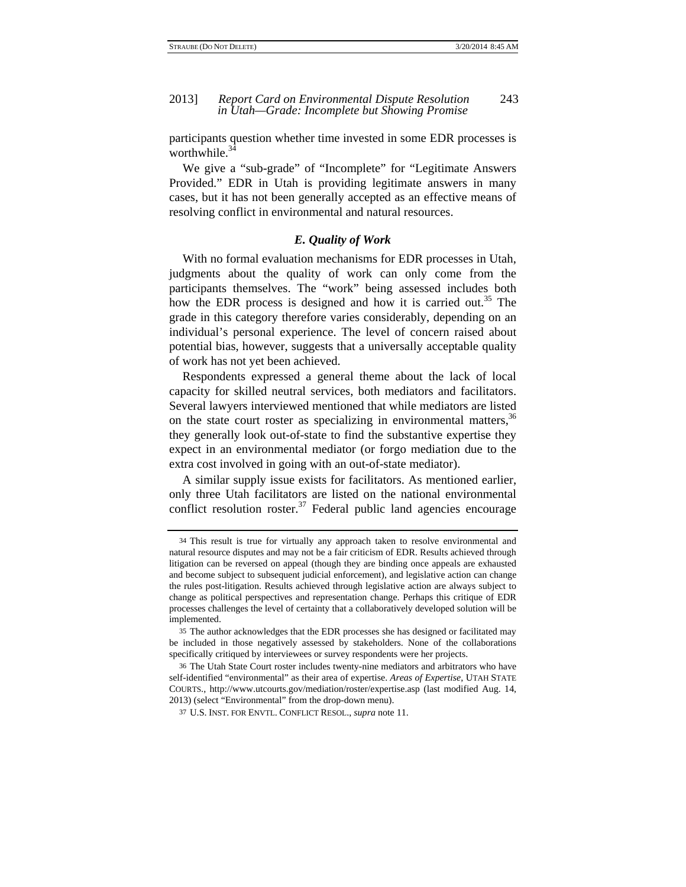participants question whether time invested in some EDR processes is worthwhile.[34]

We give a "sub-grade" of "Incomplete" for "Legitimate Answers Provided." EDR in Utah is providing legitimate answers in many cases, but it has not been generally accepted as an effective means of resolving conflict in environmental and natural resources.

### *E. Quality of Work*

With no formal evaluation mechanisms for EDR processes in Utah, judgments about the quality of work can only come from the participants themselves. The "work" being assessed includes both how the EDR process is designed and how it is carried out.[35] The grade in this category therefore varies considerably, depending on an individual's personal experience. The level of concern raised about potential bias, however, suggests that a universally acceptable quality of work has not yet been achieved.

Respondents expressed a general theme about the lack of local capacity for skilled neutral services, both mediators and facilitators. Several lawyers interviewed mentioned that while mediators are listed on the state court roster as specializing in environmental matters,[36] they generally look out-of-state to find the substantive expertise they expect in an environmental mediator (or forgo mediation due to the extra cost involved in going with an out-of-state mediator).

A similar supply issue exists for facilitators. As mentioned earlier, only three Utah facilitators are listed on the national environmental conflict resolution roster.[37] Federal public land agencies encourage

---

34 This result is true for virtually any approach taken to resolve environmental and natural resource disputes and may not be a fair criticism of EDR. Results achieved through litigation can be reversed on appeal (though they are binding once appeals are exhausted and become subject to subsequent judicial enforcement), and legislative action can change the rules post-litigation. Results achieved through legislative action are always subject to change as political perspectives and representation change. Perhaps this critique of EDR processes challenges the level of certainty that a collaboratively developed solution will be implemented.

35 The author acknowledges that the EDR processes she has designed or facilitated may be included in those negatively assessed by stakeholders. None of the collaborations specifically critiqued by interviewees or survey respondents were her projects.

36 The Utah State Court roster includes twenty-nine mediators and arbitrators who have self-identified "environmental" as their area of expertise. *Areas of Expertise*, UTAH STATE COURTS., http://www.utcourts.gov/mediation/roster/expertise.asp (last modified Aug. 14, 2013) (select "Environmental" from the drop-down menu).

37 U.S. INST. FOR ENVTL. CONFLICT RESOL., *supra* note 11.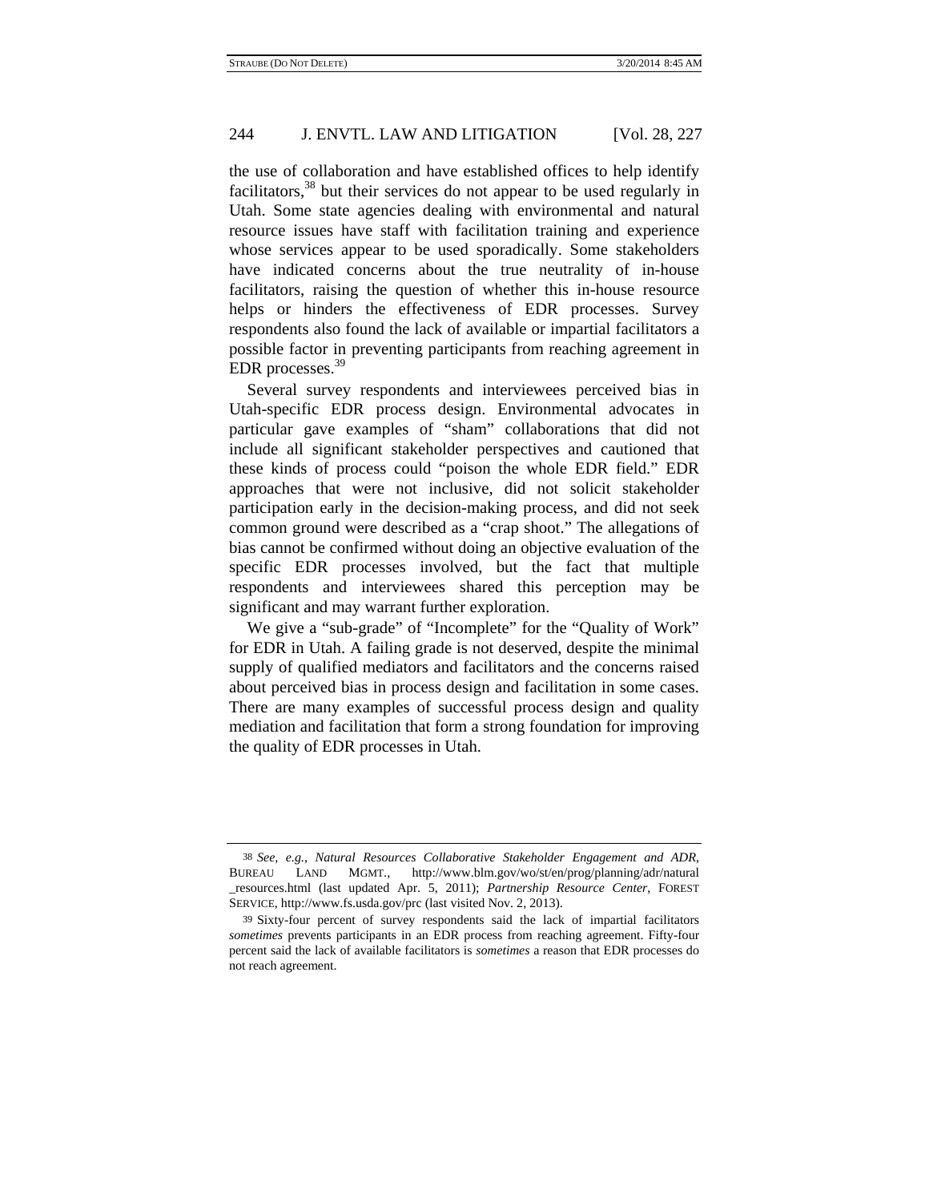the use of collaboration and have established offices to help identify facilitators,[38] but their services do not appear to be used regularly in Utah. Some state agencies dealing with environmental and natural resource issues have staff with facilitation training and experience whose services appear to be used sporadically. Some stakeholders have indicated concerns about the true neutrality of in-house facilitators, raising the question of whether this in-house resource helps or hinders the effectiveness of EDR processes. Survey respondents also found the lack of available or impartial facilitators a possible factor in preventing participants from reaching agreement in EDR processes.[39]

Several survey respondents and interviewees perceived bias in Utah-specific EDR process design. Environmental advocates in particular gave examples of "sham" collaborations that did not include all significant stakeholder perspectives and cautioned that these kinds of process could "poison the whole EDR field." EDR approaches that were not inclusive, did not solicit stakeholder participation early in the decision-making process, and did not seek common ground were described as a "crap shoot." The allegations of bias cannot be confirmed without doing an objective evaluation of the specific EDR processes involved, but the fact that multiple respondents and interviewees shared this perception may be significant and may warrant further exploration.

We give a "sub-grade" of "Incomplete" for the "Quality of Work" for EDR in Utah. A failing grade is not deserved, despite the minimal supply of qualified mediators and facilitators and the concerns raised about perceived bias in process design and facilitation in some cases. There are many examples of successful process design and quality mediation and facilitation that form a strong foundation for improving the quality of EDR processes in Utah.

---

38 *See, e.g.*, *Natural Resources Collaborative Stakeholder Engagement and ADR*, BUREAU LAND MGMT., http://www.blm.gov/wo/st/en/prog/planning/adr/natural_resources.html (last updated Apr. 5, 2011); *Partnership Resource Center*, FOREST SERVICE, http://www.fs.usda.gov/prc (last visited Nov. 2, 2013).

39 Sixty-four percent of survey respondents said the lack of impartial facilitators *sometimes* prevents participants in an EDR process from reaching agreement. Fifty-four percent said the lack of available facilitators is *sometimes* a reason that EDR processes do not reach agreement.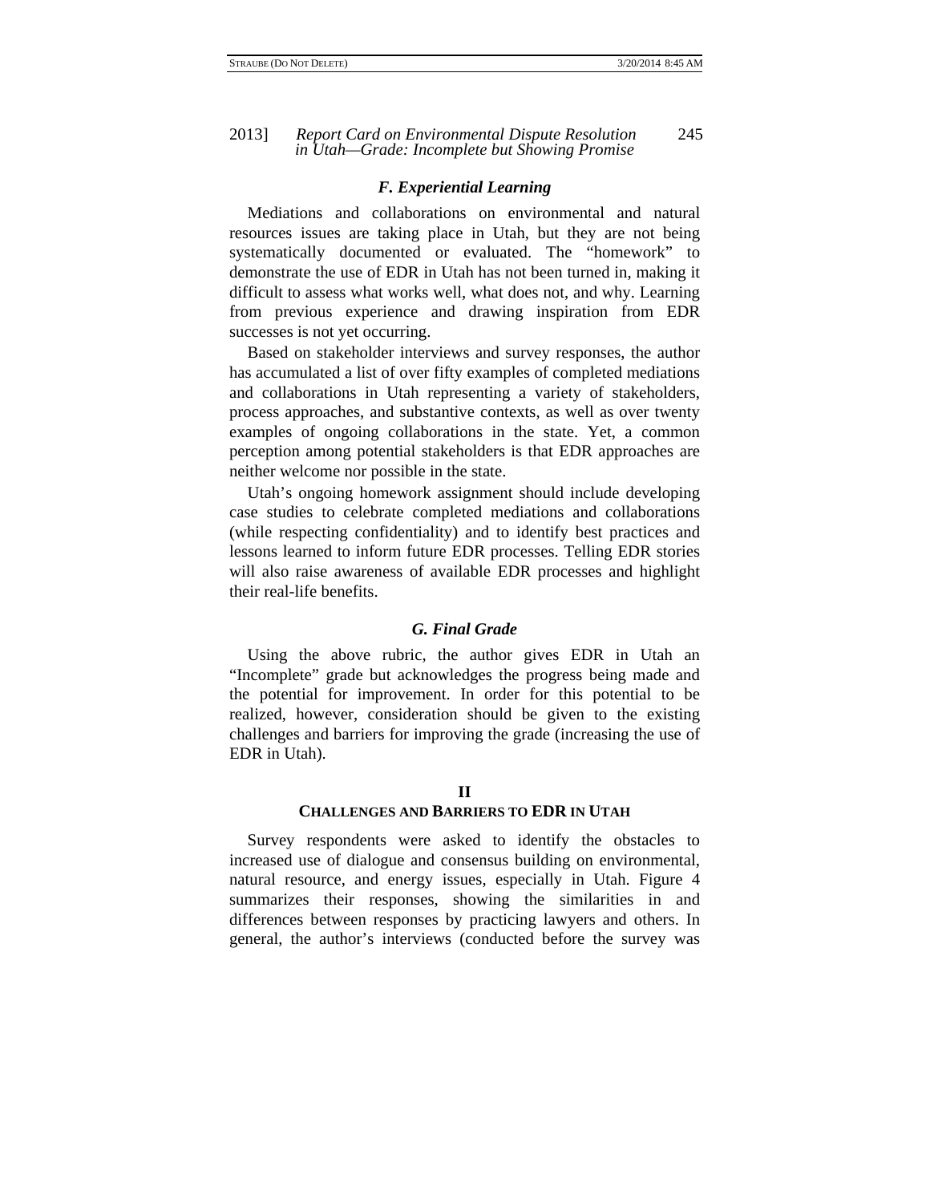### *F. Experiential Learning*

Mediations and collaborations on environmental and natural resources issues are taking place in Utah, but they are not being systematically documented or evaluated. The "homework" to demonstrate the use of EDR in Utah has not been turned in, making it difficult to assess what works well, what does not, and why. Learning from previous experience and drawing inspiration from EDR successes is not yet occurring.

Based on stakeholder interviews and survey responses, the author has accumulated a list of over fifty examples of completed mediations and collaborations in Utah representing a variety of stakeholders, process approaches, and substantive contexts, as well as over twenty examples of ongoing collaborations in the state. Yet, a common perception among potential stakeholders is that EDR approaches are neither welcome nor possible in the state.

Utah's ongoing homework assignment should include developing case studies to celebrate completed mediations and collaborations (while respecting confidentiality) and to identify best practices and lessons learned to inform future EDR processes. Telling EDR stories will also raise awareness of available EDR processes and highlight their real-life benefits.

### *G. Final Grade*

Using the above rubric, the author gives EDR in Utah an "Incomplete" grade but acknowledges the progress being made and the potential for improvement. In order for this potential to be realized, however, consideration should be given to the existing challenges and barriers for improving the grade (increasing the use of EDR in Utah).

## II
## CHALLENGES AND BARRIERS TO EDR IN UTAH

Survey respondents were asked to identify the obstacles to increased use of dialogue and consensus building on environmental, natural resource, and energy issues, especially in Utah. Figure 4 summarizes their responses, showing the similarities in and differences between responses by practicing lawyers and others. In general, the author's interviews (conducted before the survey was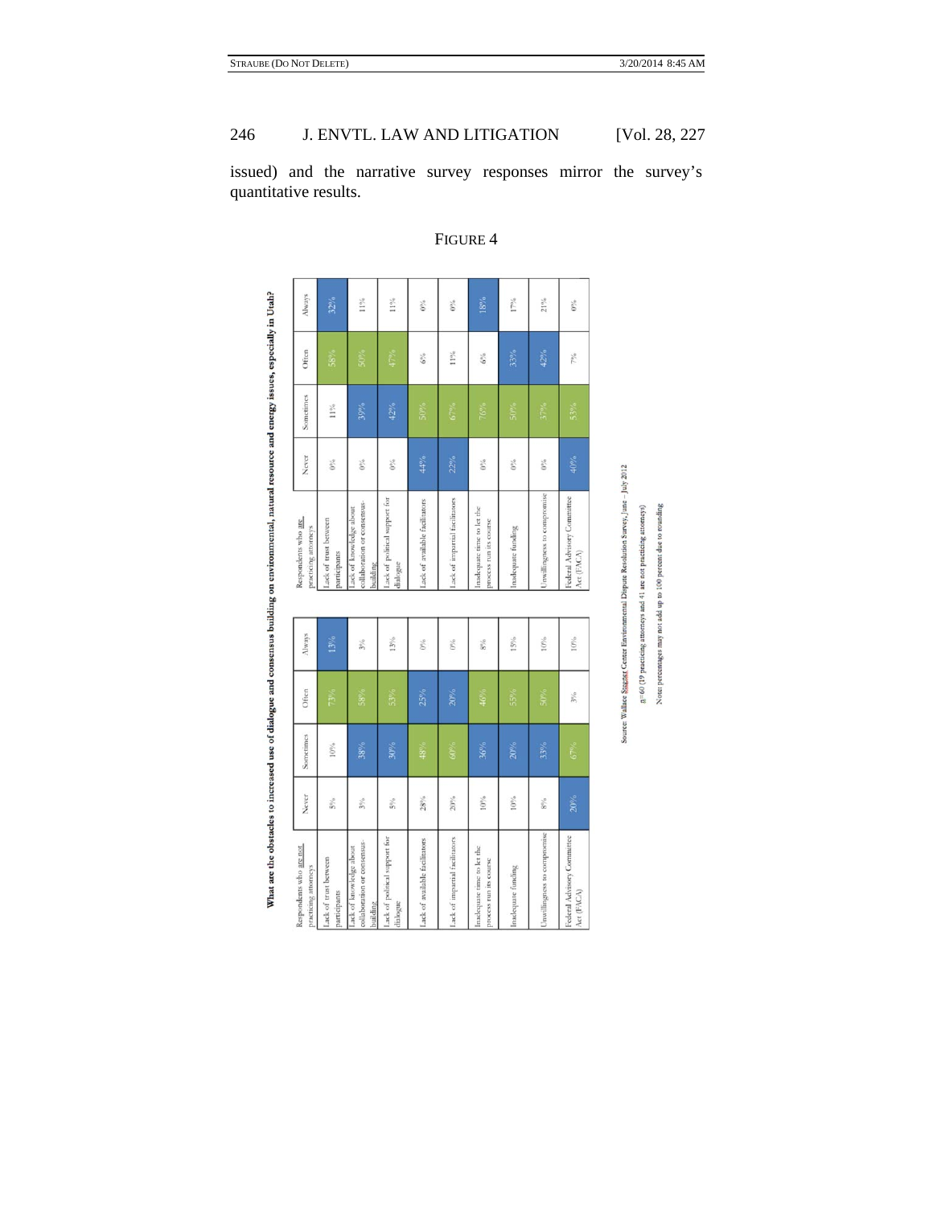issued) and the narrative survey responses mirror the survey's quantitative results.

FIGURE 4

**What are the obstacles to increased use of dialogue and consensus building on environmental, natural resource and energy issues, especially in Utah?**

| Respondents who are not practicing attorneys | Never | Sometimes | Often | Always |
|---|---|---|---|---|
| Lack of trust between participants | 5% | 10% | 73% | 13% |
| Lack of knowledge about collaboration or consensus-building | 3% | 38% | 58% | 3% |
| Lack of political support for dialogue | 5% | 30% | 53% | 13% |
| Lack of available facilitators | 28% | 48% | 25% | 0% |
| Lack of impartial facilitators | 20% | 60% | 20% | 0% |
| Inadequate time to let the process run its course | 10% | 36% | 46% | 8% |
| Inadequate funding | 10% | 20% | 55% | 15% |
| Unwillingness to compromise | 8% | 33% | 50% | 10% |
| Federal Advisory Committee Act (FACA) | 20% | 67% | 3% | 10% |

| Respondents who are practicing attorneys | Never | Sometimes | Often | Always |
|---|---|---|---|---|
| Lack of trust between participants | 0% | 11% | 58% | 32% |
| Lack of knowledge about collaboration or consensus-building | 0% | 39% | 50% | 11% |
| Lack of political support for dialogue | 0% | 42% | 47% | 11% |
| Lack of available facilitators | 44% | 50% | 6% | 0% |
| Lack of impartial facilitators | 22% | 67% | 11% | 0% |
| Inadequate time to let the process run its course | 0% | 76% | 6% | 18% |
| Inadequate funding | 0% | 50% | 33% | 17% |
| Unwillingness to compromise | 0% | 37% | 42% | 21% |
| Federal Advisory Committee Act (FACA) | 40% | 53% | 7% | 0% |

Source: Wallace Stegner Center Environmental Dispute Resolution Survey, June – July 2012

n=60 (19 practicing attorneys and 41 are not practicing attorneys)

Note: percentages may not add up to 100 percent due to rounding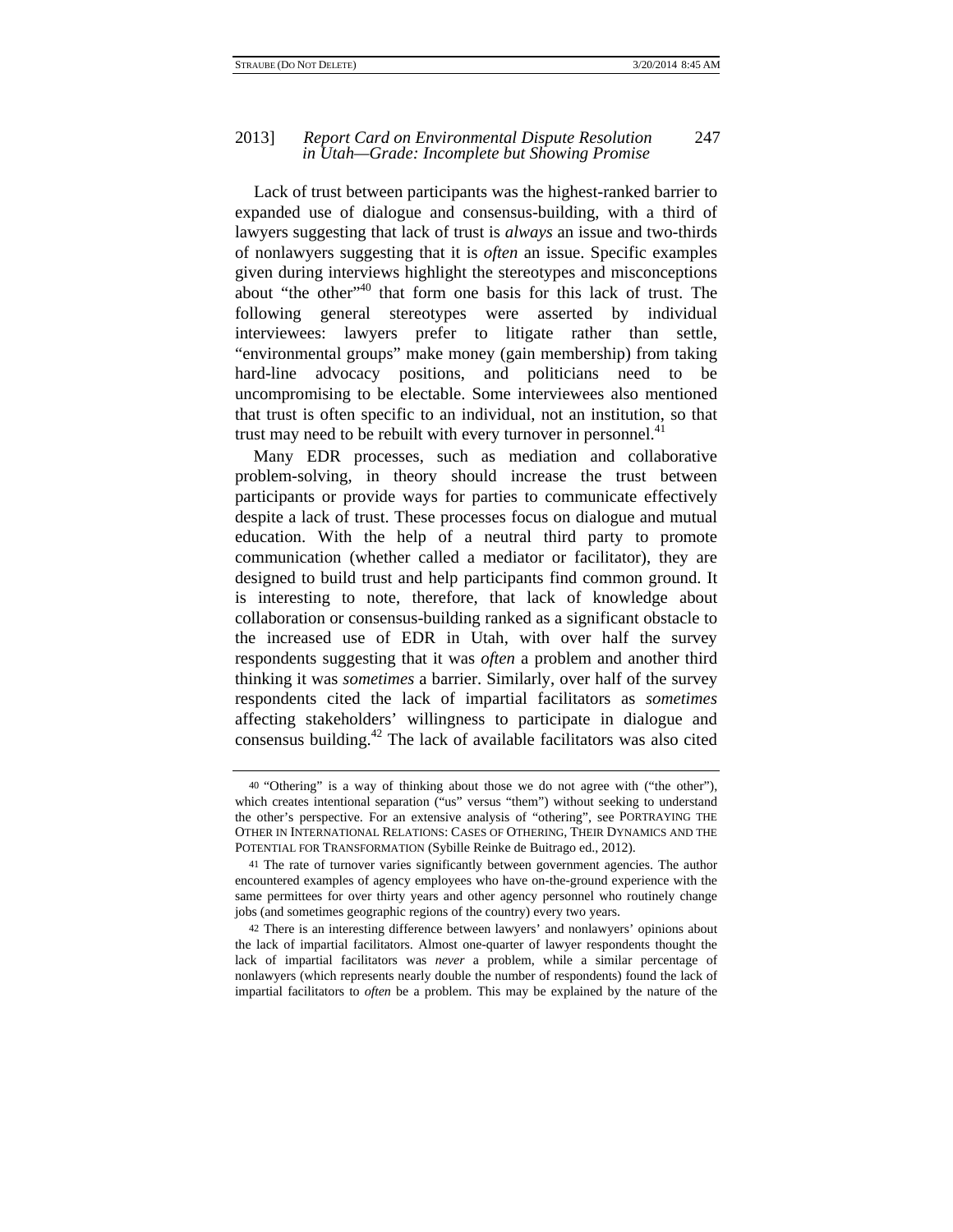Lack of trust between participants was the highest-ranked barrier to expanded use of dialogue and consensus-building, with a third of lawyers suggesting that lack of trust is *always* an issue and two-thirds of nonlawyers suggesting that it is *often* an issue. Specific examples given during interviews highlight the stereotypes and misconceptions about "the other"[40] that form one basis for this lack of trust. The following general stereotypes were asserted by individual interviewees: lawyers prefer to litigate rather than settle, "environmental groups" make money (gain membership) from taking hard-line advocacy positions, and politicians need to be uncompromising to be electable. Some interviewees also mentioned that trust is often specific to an individual, not an institution, so that trust may need to be rebuilt with every turnover in personnel.[41]

Many EDR processes, such as mediation and collaborative problem-solving, in theory should increase the trust between participants or provide ways for parties to communicate effectively despite a lack of trust. These processes focus on dialogue and mutual education. With the help of a neutral third party to promote communication (whether called a mediator or facilitator), they are designed to build trust and help participants find common ground. It is interesting to note, therefore, that lack of knowledge about collaboration or consensus-building ranked as a significant obstacle to the increased use of EDR in Utah, with over half the survey respondents suggesting that it was *often* a problem and another third thinking it was *sometimes* a barrier. Similarly, over half of the survey respondents cited the lack of impartial facilitators as *sometimes* affecting stakeholders' willingness to participate in dialogue and consensus building.[42] The lack of available facilitators was also cited

---

[40] "Othering" is a way of thinking about those we do not agree with ("the other"), which creates intentional separation ("us" versus "them") without seeking to understand the other's perspective. For an extensive analysis of "othering", see PORTRAYING THE OTHER IN INTERNATIONAL RELATIONS: CASES OF OTHERING, THEIR DYNAMICS AND THE POTENTIAL FOR TRANSFORMATION (Sybille Reinke de Buitrago ed., 2012).

[41] The rate of turnover varies significantly between government agencies. The author encountered examples of agency employees who have on-the-ground experience with the same permittees for over thirty years and other agency personnel who routinely change jobs (and sometimes geographic regions of the country) every two years.

[42] There is an interesting difference between lawyers' and nonlawyers' opinions about the lack of impartial facilitators. Almost one-quarter of lawyer respondents thought the lack of impartial facilitators was *never* a problem, while a similar percentage of nonlawyers (which represents nearly double the number of respondents) found the lack of impartial facilitators to *often* be a problem. This may be explained by the nature of the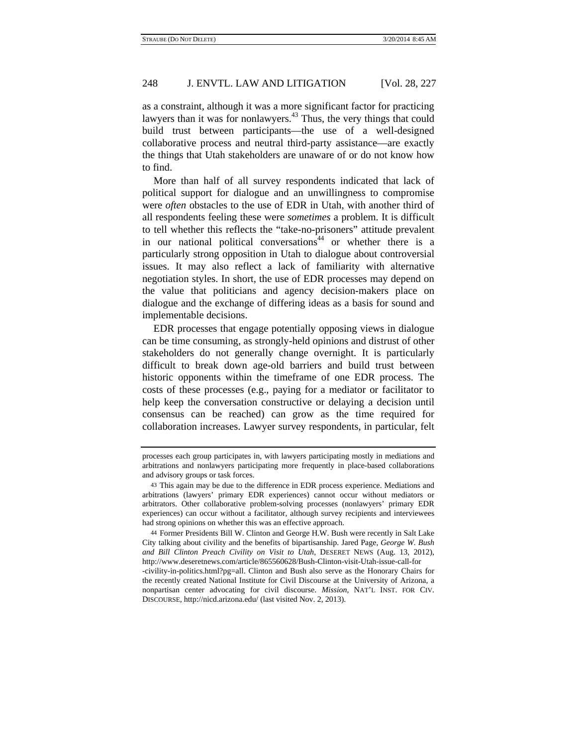as a constraint, although it was a more significant factor for practicing lawyers than it was for nonlawyers.[43] Thus, the very things that could build trust between participants—the use of a well-designed collaborative process and neutral third-party assistance—are exactly the things that Utah stakeholders are unaware of or do not know how to find.

More than half of all survey respondents indicated that lack of political support for dialogue and an unwillingness to compromise were *often* obstacles to the use of EDR in Utah, with another third of all respondents feeling these were *sometimes* a problem. It is difficult to tell whether this reflects the "take-no-prisoners" attitude prevalent in our national political conversations[44] or whether there is a particularly strong opposition in Utah to dialogue about controversial issues. It may also reflect a lack of familiarity with alternative negotiation styles. In short, the use of EDR processes may depend on the value that politicians and agency decision-makers place on dialogue and the exchange of differing ideas as a basis for sound and implementable decisions.

EDR processes that engage potentially opposing views in dialogue can be time consuming, as strongly-held opinions and distrust of other stakeholders do not generally change overnight. It is particularly difficult to break down age-old barriers and build trust between historic opponents within the timeframe of one EDR process. The costs of these processes (e.g., paying for a mediator or facilitator to help keep the conversation constructive or delaying a decision until consensus can be reached) can grow as the time required for collaboration increases. Lawyer survey respondents, in particular, felt

---

processes each group participates in, with lawyers participating mostly in mediations and arbitrations and nonlawyers participating more frequently in place-based collaborations and advisory groups or task forces.

43 This again may be due to the difference in EDR process experience. Mediations and arbitrations (lawyers' primary EDR experiences) cannot occur without mediators or arbitrators. Other collaborative problem-solving processes (nonlawyers' primary EDR experiences) can occur without a facilitator, although survey recipients and interviewees had strong opinions on whether this was an effective approach.

44 Former Presidents Bill W. Clinton and George H.W. Bush were recently in Salt Lake City talking about civility and the benefits of bipartisanship. Jared Page, *George W. Bush and Bill Clinton Preach Civility on Visit to Utah*, DESERET NEWS (Aug. 13, 2012), http://www.deseretnews.com/article/865560628/Bush-Clinton-visit-Utah-issue-call-for-civility-in-politics.html?pg=all. Clinton and Bush also serve as the Honorary Chairs for the recently created National Institute for Civil Discourse at the University of Arizona, a nonpartisan center advocating for civil discourse. *Mission*, NAT'L INST. FOR CIV. DISCOURSE, http://nicd.arizona.edu/ (last visited Nov. 2, 2013).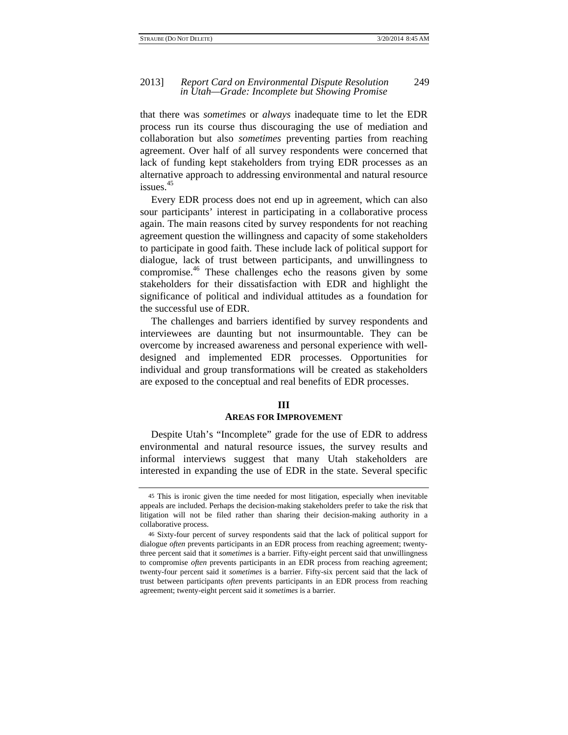that there was *sometimes* or *always* inadequate time to let the EDR process run its course thus discouraging the use of mediation and collaboration but also *sometimes* preventing parties from reaching agreement. Over half of all survey respondents were concerned that lack of funding kept stakeholders from trying EDR processes as an alternative approach to addressing environmental and natural resource issues.[45]

Every EDR process does not end up in agreement, which can also sour participants' interest in participating in a collaborative process again. The main reasons cited by survey respondents for not reaching agreement question the willingness and capacity of some stakeholders to participate in good faith. These include lack of political support for dialogue, lack of trust between participants, and unwillingness to compromise.[46] These challenges echo the reasons given by some stakeholders for their dissatisfaction with EDR and highlight the significance of political and individual attitudes as a foundation for the successful use of EDR.

The challenges and barriers identified by survey respondents and interviewees are daunting but not insurmountable. They can be overcome by increased awareness and personal experience with well-designed and implemented EDR processes. Opportunities for individual and group transformations will be created as stakeholders are exposed to the conceptual and real benefits of EDR processes.

## III
## AREAS FOR IMPROVEMENT

Despite Utah's "Incomplete" grade for the use of EDR to address environmental and natural resource issues, the survey results and informal interviews suggest that many Utah stakeholders are interested in expanding the use of EDR in the state. Several specific

---

45 This is ironic given the time needed for most litigation, especially when inevitable appeals are included. Perhaps the decision-making stakeholders prefer to take the risk that litigation will not be filed rather than sharing their decision-making authority in a collaborative process.

46 Sixty-four percent of survey respondents said that the lack of political support for dialogue *often* prevents participants in an EDR process from reaching agreement; twenty-three percent said that it *sometimes* is a barrier. Fifty-eight percent said that unwillingness to compromise *often* prevents participants in an EDR process from reaching agreement; twenty-four percent said it *sometimes* is a barrier. Fifty-six percent said that the lack of trust between participants *often* prevents participants in an EDR process from reaching agreement; twenty-eight percent said it *sometimes* is a barrier.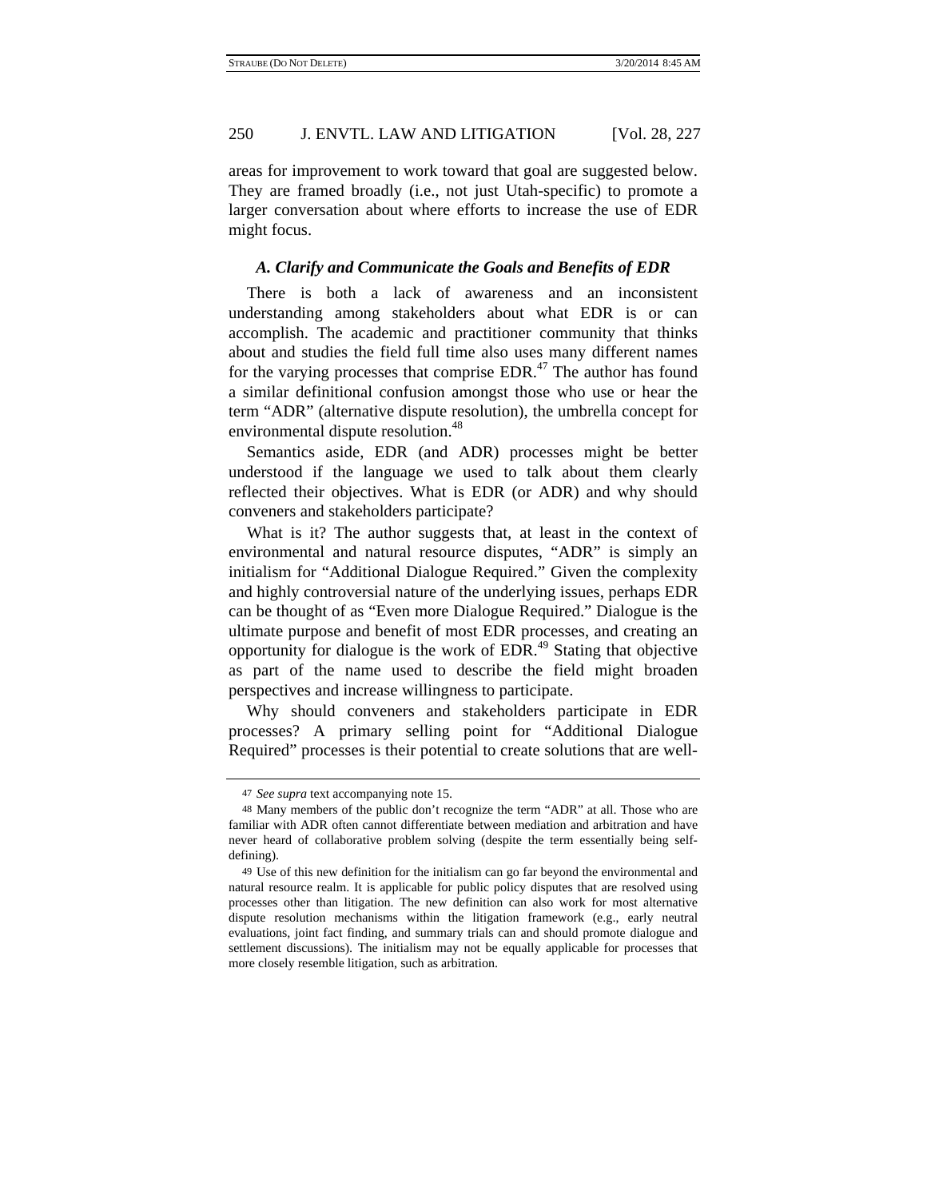areas for improvement to work toward that goal are suggested below. They are framed broadly (i.e., not just Utah-specific) to promote a larger conversation about where efforts to increase the use of EDR might focus.

### *A. Clarify and Communicate the Goals and Benefits of EDR*

There is both a lack of awareness and an inconsistent understanding among stakeholders about what EDR is or can accomplish. The academic and practitioner community that thinks about and studies the field full time also uses many different names for the varying processes that comprise EDR.[47] The author has found a similar definitional confusion amongst those who use or hear the term "ADR" (alternative dispute resolution), the umbrella concept for environmental dispute resolution.[48]

Semantics aside, EDR (and ADR) processes might be better understood if the language we used to talk about them clearly reflected their objectives. What is EDR (or ADR) and why should conveners and stakeholders participate?

What is it? The author suggests that, at least in the context of environmental and natural resource disputes, "ADR" is simply an initialism for "Additional Dialogue Required." Given the complexity and highly controversial nature of the underlying issues, perhaps EDR can be thought of as "Even more Dialogue Required." Dialogue is the ultimate purpose and benefit of most EDR processes, and creating an opportunity for dialogue is the work of EDR.[49] Stating that objective as part of the name used to describe the field might broaden perspectives and increase willingness to participate.

Why should conveners and stakeholders participate in EDR processes? A primary selling point for "Additional Dialogue Required" processes is their potential to create solutions that are well-

---

47 *See supra* text accompanying note 15.

48 Many members of the public don't recognize the term "ADR" at all. Those who are familiar with ADR often cannot differentiate between mediation and arbitration and have never heard of collaborative problem solving (despite the term essentially being self-defining).

49 Use of this new definition for the initialism can go far beyond the environmental and natural resource realm. It is applicable for public policy disputes that are resolved using processes other than litigation. The new definition can also work for most alternative dispute resolution mechanisms within the litigation framework (e.g., early neutral evaluations, joint fact finding, and summary trials can and should promote dialogue and settlement discussions). The initialism may not be equally applicable for processes that more closely resemble litigation, such as arbitration.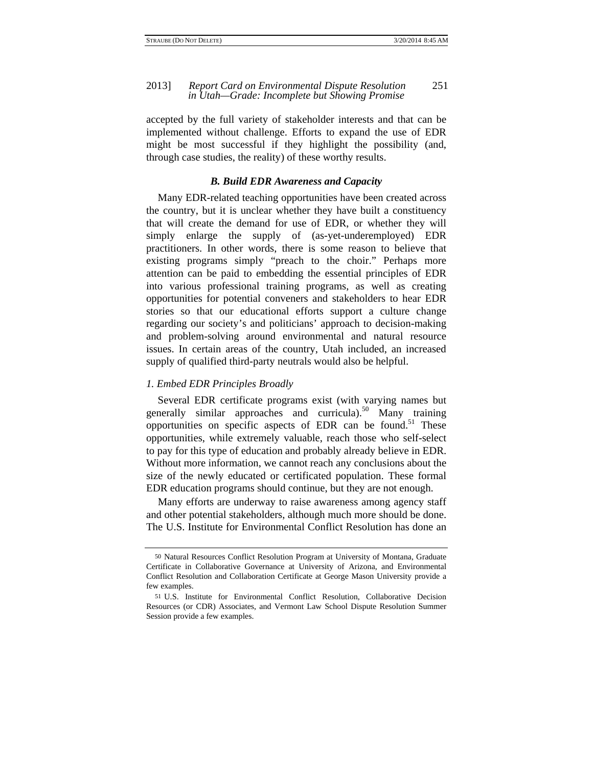accepted by the full variety of stakeholder interests and that can be implemented without challenge. Efforts to expand the use of EDR might be most successful if they highlight the possibility (and, through case studies, the reality) of these worthy results.

### *B. Build EDR Awareness and Capacity*

Many EDR-related teaching opportunities have been created across the country, but it is unclear whether they have built a constituency that will create the demand for use of EDR, or whether they will simply enlarge the supply of (as-yet-underemployed) EDR practitioners. In other words, there is some reason to believe that existing programs simply "preach to the choir." Perhaps more attention can be paid to embedding the essential principles of EDR into various professional training programs, as well as creating opportunities for potential conveners and stakeholders to hear EDR stories so that our educational efforts support a culture change regarding our society's and politicians' approach to decision-making and problem-solving around environmental and natural resource issues. In certain areas of the country, Utah included, an increased supply of qualified third-party neutrals would also be helpful.

#### *1. Embed EDR Principles Broadly*

Several EDR certificate programs exist (with varying names but generally similar approaches and curricula).[50] Many training opportunities on specific aspects of EDR can be found.[51] These opportunities, while extremely valuable, reach those who self-select to pay for this type of education and probably already believe in EDR. Without more information, we cannot reach any conclusions about the size of the newly educated or certificated population. These formal EDR education programs should continue, but they are not enough.

Many efforts are underway to raise awareness among agency staff and other potential stakeholders, although much more should be done. The U.S. Institute for Environmental Conflict Resolution has done an

---

[50] Natural Resources Conflict Resolution Program at University of Montana, Graduate Certificate in Collaborative Governance at University of Arizona, and Environmental Conflict Resolution and Collaboration Certificate at George Mason University provide a few examples.

[51] U.S. Institute for Environmental Conflict Resolution, Collaborative Decision Resources (or CDR) Associates, and Vermont Law School Dispute Resolution Summer Session provide a few examples.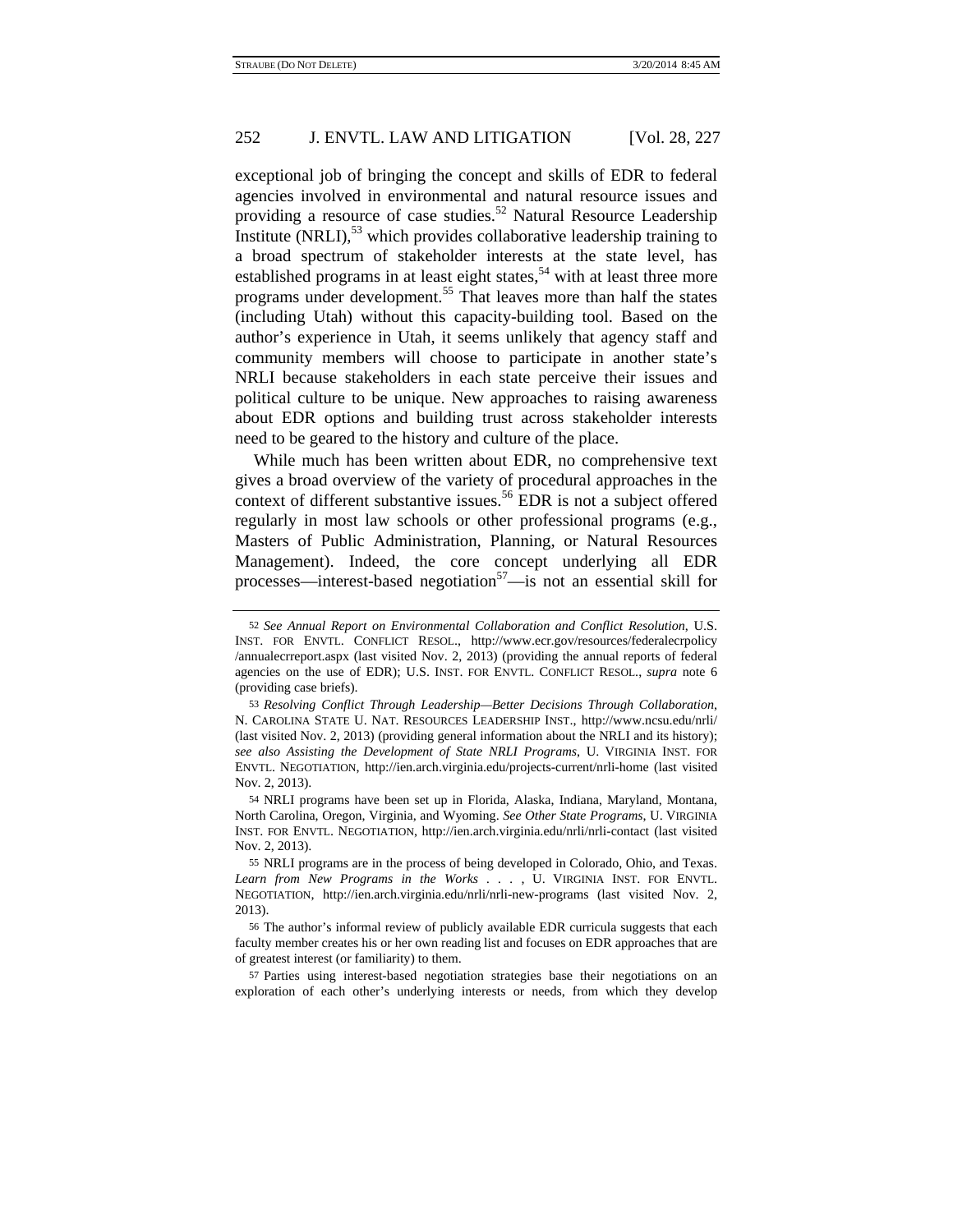exceptional job of bringing the concept and skills of EDR to federal agencies involved in environmental and natural resource issues and providing a resource of case studies.[52] Natural Resource Leadership Institute (NRLI),[53] which provides collaborative leadership training to a broad spectrum of stakeholder interests at the state level, has established programs in at least eight states,[54] with at least three more programs under development.[55] That leaves more than half the states (including Utah) without this capacity-building tool. Based on the author's experience in Utah, it seems unlikely that agency staff and community members will choose to participate in another state's NRLI because stakeholders in each state perceive their issues and political culture to be unique. New approaches to raising awareness about EDR options and building trust across stakeholder interests need to be geared to the history and culture of the place.

While much has been written about EDR, no comprehensive text gives a broad overview of the variety of procedural approaches in the context of different substantive issues.[56] EDR is not a subject offered regularly in most law schools or other professional programs (e.g., Masters of Public Administration, Planning, or Natural Resources Management). Indeed, the core concept underlying all EDR processes—interest-based negotiation[57]—is not an essential skill for

---

52 *See Annual Report on Environmental Collaboration and Conflict Resolution*, U.S. INST. FOR ENVTL. CONFLICT RESOL., http://www.ecr.gov/resources/federalecrpolicy/annualecrreport.aspx (last visited Nov. 2, 2013) (providing the annual reports of federal agencies on the use of EDR); U.S. INST. FOR ENVTL. CONFLICT RESOL., *supra* note 6 (providing case briefs).

53 *Resolving Conflict Through Leadership—Better Decisions Through Collaboration*, N. CAROLINA STATE U. NAT. RESOURCES LEADERSHIP INST., http://www.ncsu.edu/nrli/ (last visited Nov. 2, 2013) (providing general information about the NRLI and its history); *see also Assisting the Development of State NRLI Programs*, U. VIRGINIA INST. FOR ENVTL. NEGOTIATION, http://ien.arch.virginia.edu/projects-current/nrli-home (last visited Nov. 2, 2013).

54 NRLI programs have been set up in Florida, Alaska, Indiana, Maryland, Montana, North Carolina, Oregon, Virginia, and Wyoming. *See Other State Programs*, U. VIRGINIA INST. FOR ENVTL. NEGOTIATION, http://ien.arch.virginia.edu/nrli/nrli-contact (last visited Nov. 2, 2013).

55 NRLI programs are in the process of being developed in Colorado, Ohio, and Texas. *Learn from New Programs in the Works . . .* , U. VIRGINIA INST. FOR ENVTL. NEGOTIATION, http://ien.arch.virginia.edu/nrli/nrli-new-programs (last visited Nov. 2, 2013).

56 The author's informal review of publicly available EDR curricula suggests that each faculty member creates his or her own reading list and focuses on EDR approaches that are of greatest interest (or familiarity) to them.

57 Parties using interest-based negotiation strategies base their negotiations on an exploration of each other's underlying interests or needs, from which they develop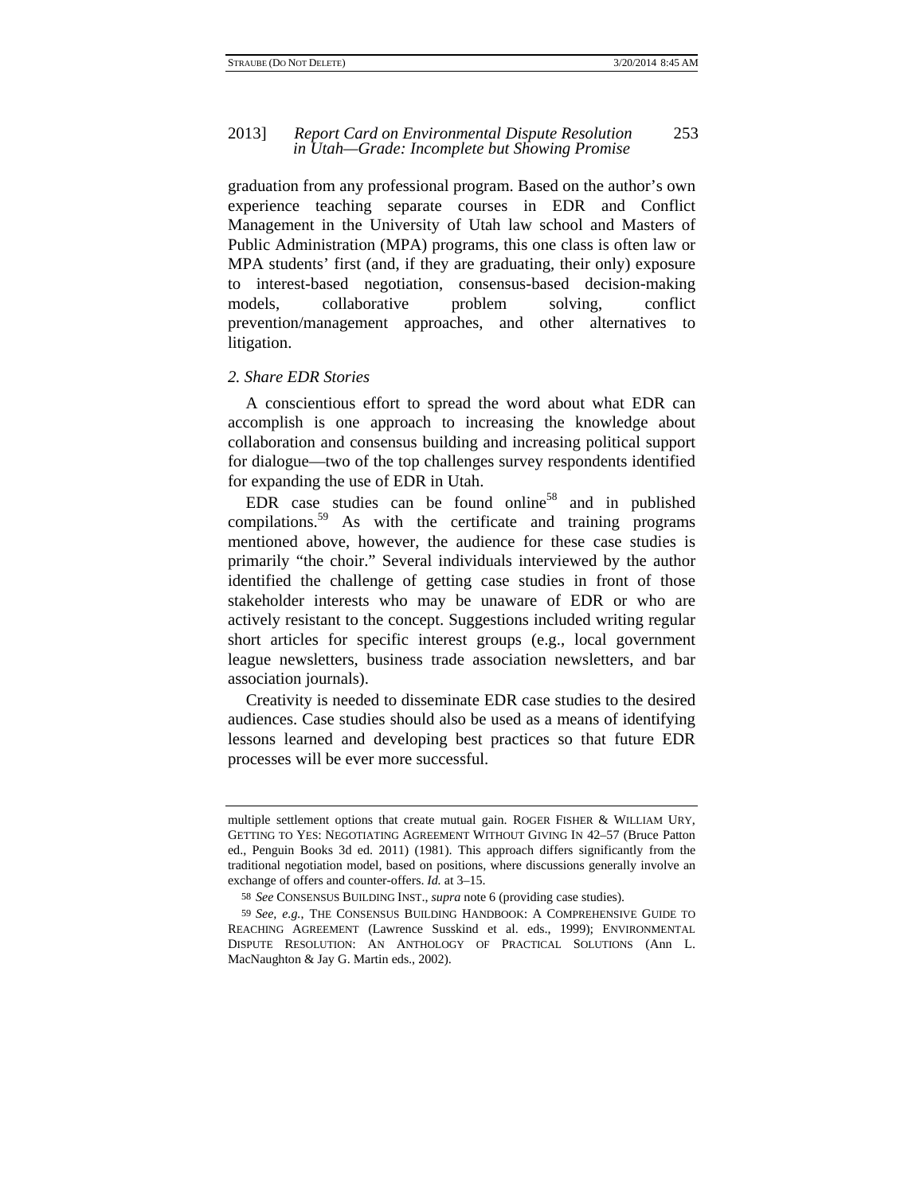graduation from any professional program. Based on the author's own experience teaching separate courses in EDR and Conflict Management in the University of Utah law school and Masters of Public Administration (MPA) programs, this one class is often law or MPA students' first (and, if they are graduating, their only) exposure to interest-based negotiation, consensus-based decision-making models, collaborative problem solving, conflict prevention/management approaches, and other alternatives to litigation.

*2. Share EDR Stories*

A conscientious effort to spread the word about what EDR can accomplish is one approach to increasing the knowledge about collaboration and consensus building and increasing political support for dialogue—two of the top challenges survey respondents identified for expanding the use of EDR in Utah.

EDR case studies can be found online[58] and in published compilations.[59] As with the certificate and training programs mentioned above, however, the audience for these case studies is primarily "the choir." Several individuals interviewed by the author identified the challenge of getting case studies in front of those stakeholder interests who may be unaware of EDR or who are actively resistant to the concept. Suggestions included writing regular short articles for specific interest groups (e.g., local government league newsletters, business trade association newsletters, and bar association journals).

Creativity is needed to disseminate EDR case studies to the desired audiences. Case studies should also be used as a means of identifying lessons learned and developing best practices so that future EDR processes will be ever more successful.

---

multiple settlement options that create mutual gain. ROGER FISHER & WILLIAM URY, GETTING TO YES: NEGOTIATING AGREEMENT WITHOUT GIVING IN 42–57 (Bruce Patton ed., Penguin Books 3d ed. 2011) (1981). This approach differs significantly from the traditional negotiation model, based on positions, where discussions generally involve an exchange of offers and counter-offers. *Id.* at 3–15.

58 *See* CONSENSUS BUILDING INST., *supra* note 6 (providing case studies).

59 *See, e.g.*, THE CONSENSUS BUILDING HANDBOOK: A COMPREHENSIVE GUIDE TO REACHING AGREEMENT (Lawrence Susskind et al. eds., 1999); ENVIRONMENTAL DISPUTE RESOLUTION: AN ANTHOLOGY OF PRACTICAL SOLUTIONS (Ann L. MacNaughton & Jay G. Martin eds., 2002).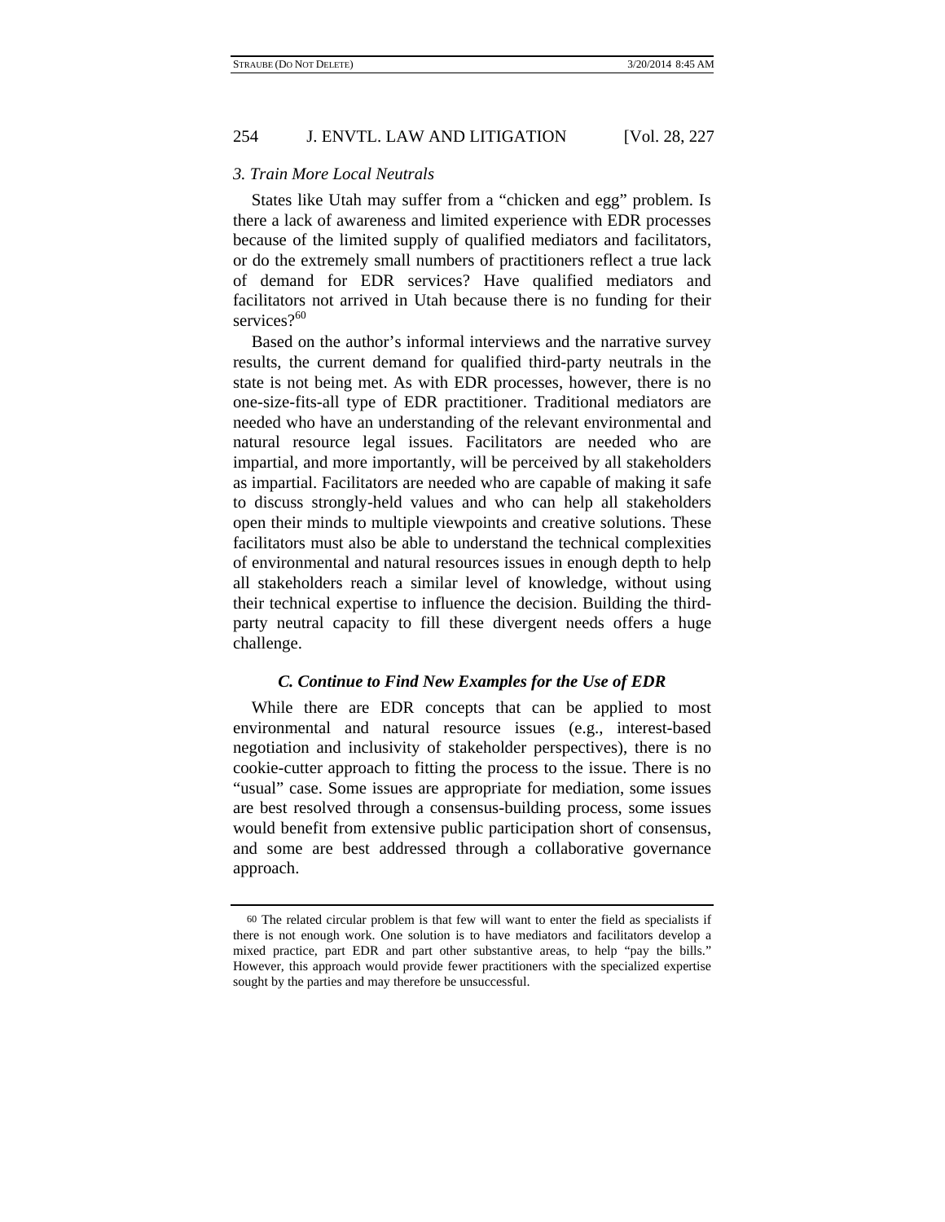### *3. Train More Local Neutrals*

States like Utah may suffer from a "chicken and egg" problem. Is there a lack of awareness and limited experience with EDR processes because of the limited supply of qualified mediators and facilitators, or do the extremely small numbers of practitioners reflect a true lack of demand for EDR services? Have qualified mediators and facilitators not arrived in Utah because there is no funding for their services?[60]

Based on the author's informal interviews and the narrative survey results, the current demand for qualified third-party neutrals in the state is not being met. As with EDR processes, however, there is no one-size-fits-all type of EDR practitioner. Traditional mediators are needed who have an understanding of the relevant environmental and natural resource legal issues. Facilitators are needed who are impartial, and more importantly, will be perceived by all stakeholders as impartial. Facilitators are needed who are capable of making it safe to discuss strongly-held values and who can help all stakeholders open their minds to multiple viewpoints and creative solutions. These facilitators must also be able to understand the technical complexities of environmental and natural resources issues in enough depth to help all stakeholders reach a similar level of knowledge, without using their technical expertise to influence the decision. Building the third-party neutral capacity to fill these divergent needs offers a huge challenge.

## *C. Continue to Find New Examples for the Use of EDR*

While there are EDR concepts that can be applied to most environmental and natural resource issues (e.g., interest-based negotiation and inclusivity of stakeholder perspectives), there is no cookie-cutter approach to fitting the process to the issue. There is no "usual" case. Some issues are appropriate for mediation, some issues are best resolved through a consensus-building process, some issues would benefit from extensive public participation short of consensus, and some are best addressed through a collaborative governance approach.

---

[60] The related circular problem is that few will want to enter the field as specialists if there is not enough work. One solution is to have mediators and facilitators develop a mixed practice, part EDR and part other substantive areas, to help "pay the bills." However, this approach would provide fewer practitioners with the specialized expertise sought by the parties and may therefore be unsuccessful.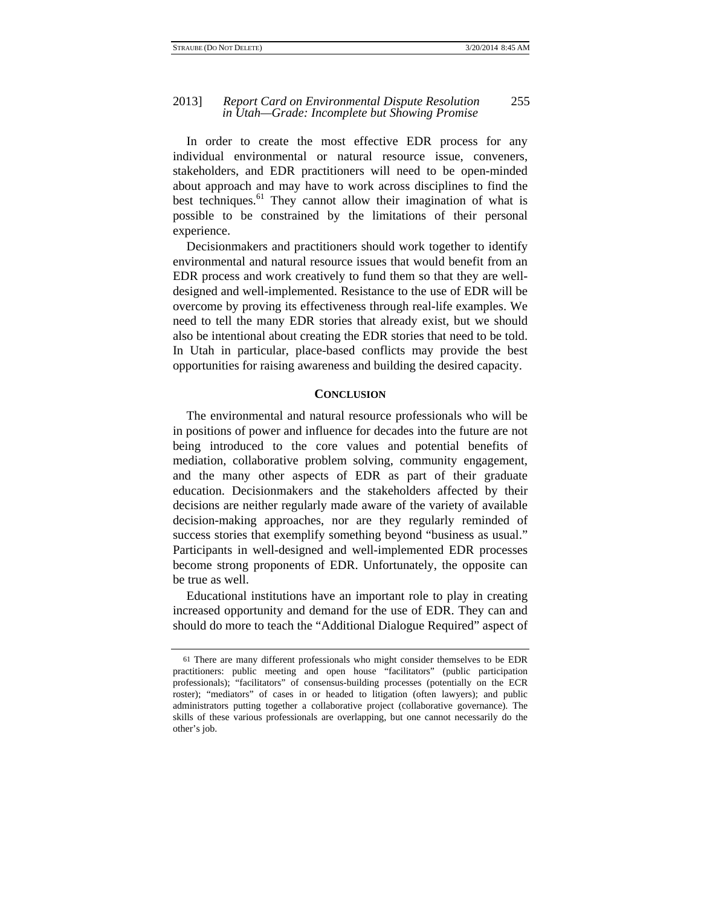In order to create the most effective EDR process for any individual environmental or natural resource issue, conveners, stakeholders, and EDR practitioners will need to be open-minded about approach and may have to work across disciplines to find the best techniques.[61] They cannot allow their imagination of what is possible to be constrained by the limitations of their personal experience.

Decisionmakers and practitioners should work together to identify environmental and natural resource issues that would benefit from an EDR process and work creatively to fund them so that they are well-designed and well-implemented. Resistance to the use of EDR will be overcome by proving its effectiveness through real-life examples. We need to tell the many EDR stories that already exist, but we should also be intentional about creating the EDR stories that need to be told. In Utah in particular, place-based conflicts may provide the best opportunities for raising awareness and building the desired capacity.

## CONCLUSION

The environmental and natural resource professionals who will be in positions of power and influence for decades into the future are not being introduced to the core values and potential benefits of mediation, collaborative problem solving, community engagement, and the many other aspects of EDR as part of their graduate education. Decisionmakers and the stakeholders affected by their decisions are neither regularly made aware of the variety of available decision-making approaches, nor are they regularly reminded of success stories that exemplify something beyond "business as usual." Participants in well-designed and well-implemented EDR processes become strong proponents of EDR. Unfortunately, the opposite can be true as well.

Educational institutions have an important role to play in creating increased opportunity and demand for the use of EDR. They can and should do more to teach the "Additional Dialogue Required" aspect of

---

61 There are many different professionals who might consider themselves to be EDR practitioners: public meeting and open house "facilitators" (public participation professionals); "facilitators" of consensus-building processes (potentially on the ECR roster); "mediators" of cases in or headed to litigation (often lawyers); and public administrators putting together a collaborative project (collaborative governance). The skills of these various professionals are overlapping, but one cannot necessarily do the other's job.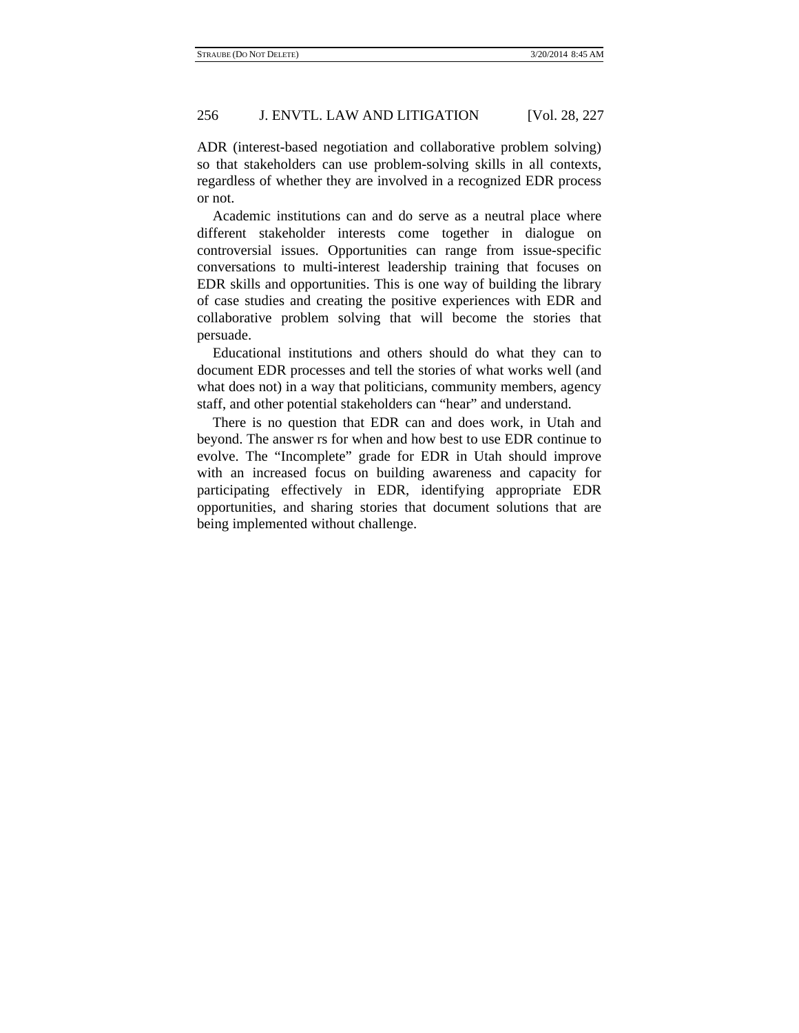ADR (interest-based negotiation and collaborative problem solving) so that stakeholders can use problem-solving skills in all contexts, regardless of whether they are involved in a recognized EDR process or not.

Academic institutions can and do serve as a neutral place where different stakeholder interests come together in dialogue on controversial issues. Opportunities can range from issue-specific conversations to multi-interest leadership training that focuses on EDR skills and opportunities. This is one way of building the library of case studies and creating the positive experiences with EDR and collaborative problem solving that will become the stories that persuade.

Educational institutions and others should do what they can to document EDR processes and tell the stories of what works well (and what does not) in a way that politicians, community members, agency staff, and other potential stakeholders can "hear" and understand.

There is no question that EDR can and does work, in Utah and beyond. The answer rs for when and how best to use EDR continue to evolve. The "Incomplete" grade for EDR in Utah should improve with an increased focus on building awareness and capacity for participating effectively in EDR, identifying appropriate EDR opportunities, and sharing stories that document solutions that are being implemented without challenge.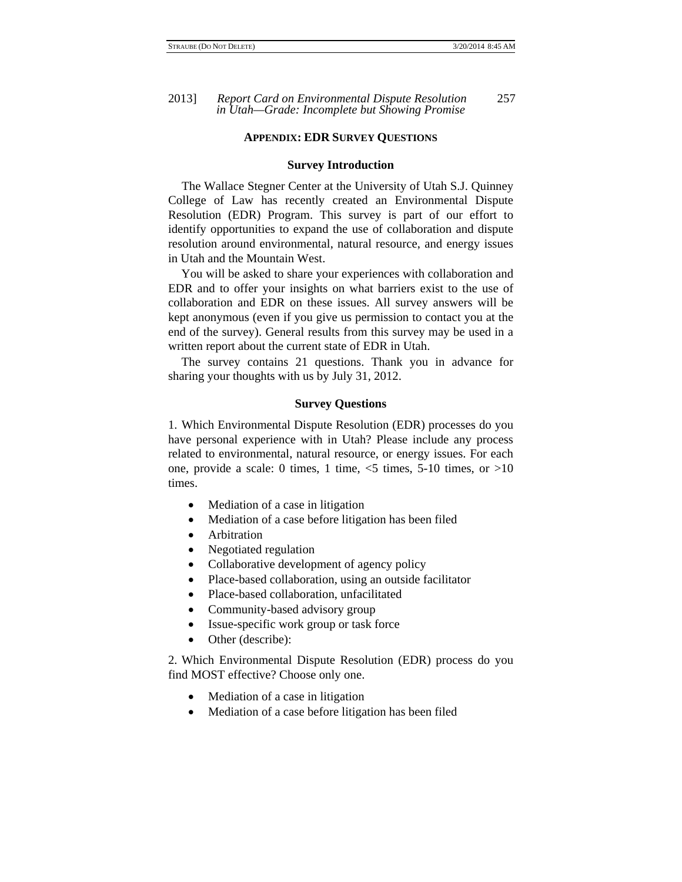## APPENDIX: EDR SURVEY QUESTIONS

### Survey Introduction

The Wallace Stegner Center at the University of Utah S.J. Quinney College of Law has recently created an Environmental Dispute Resolution (EDR) Program. This survey is part of our effort to identify opportunities to expand the use of collaboration and dispute resolution around environmental, natural resource, and energy issues in Utah and the Mountain West.

You will be asked to share your experiences with collaboration and EDR and to offer your insights on what barriers exist to the use of collaboration and EDR on these issues. All survey answers will be kept anonymous (even if you give us permission to contact you at the end of the survey). General results from this survey may be used in a written report about the current state of EDR in Utah.

The survey contains 21 questions. Thank you in advance for sharing your thoughts with us by July 31, 2012.

### Survey Questions

1. Which Environmental Dispute Resolution (EDR) processes do you have personal experience with in Utah? Please include any process related to environmental, natural resource, or energy issues. For each one, provide a scale: 0 times, 1 time, <5 times, 5-10 times, or >10 times.

- Mediation of a case in litigation
- Mediation of a case before litigation has been filed
- Arbitration
- Negotiated regulation
- Collaborative development of agency policy
- Place-based collaboration, using an outside facilitator
- Place-based collaboration, unfacilitated
- Community-based advisory group
- Issue-specific work group or task force
- Other (describe):

2. Which Environmental Dispute Resolution (EDR) process do you find MOST effective? Choose only one.

- Mediation of a case in litigation
- Mediation of a case before litigation has been filed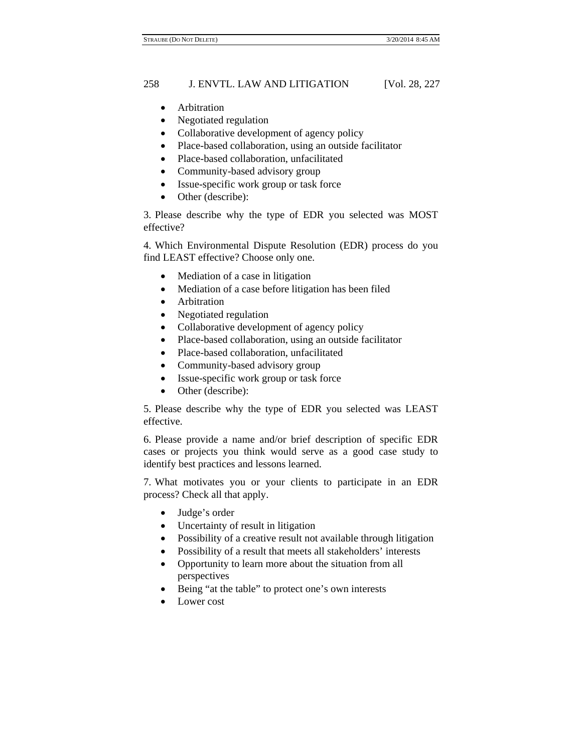- Arbitration
- Negotiated regulation
- Collaborative development of agency policy
- Place-based collaboration, using an outside facilitator
- Place-based collaboration, unfacilitated
- Community-based advisory group
- Issue-specific work group or task force
- Other (describe):

3. Please describe why the type of EDR you selected was MOST effective?

4. Which Environmental Dispute Resolution (EDR) process do you find LEAST effective? Choose only one.

- Mediation of a case in litigation
- Mediation of a case before litigation has been filed
- Arbitration
- Negotiated regulation
- Collaborative development of agency policy
- Place-based collaboration, using an outside facilitator
- Place-based collaboration, unfacilitated
- Community-based advisory group
- Issue-specific work group or task force
- Other (describe):

5. Please describe why the type of EDR you selected was LEAST effective.

6. Please provide a name and/or brief description of specific EDR cases or projects you think would serve as a good case study to identify best practices and lessons learned.

7. What motivates you or your clients to participate in an EDR process? Check all that apply.

- Judge's order
- Uncertainty of result in litigation
- Possibility of a creative result not available through litigation
- Possibility of a result that meets all stakeholders' interests
- Opportunity to learn more about the situation from all perspectives
- Being "at the table" to protect one's own interests
- Lower cost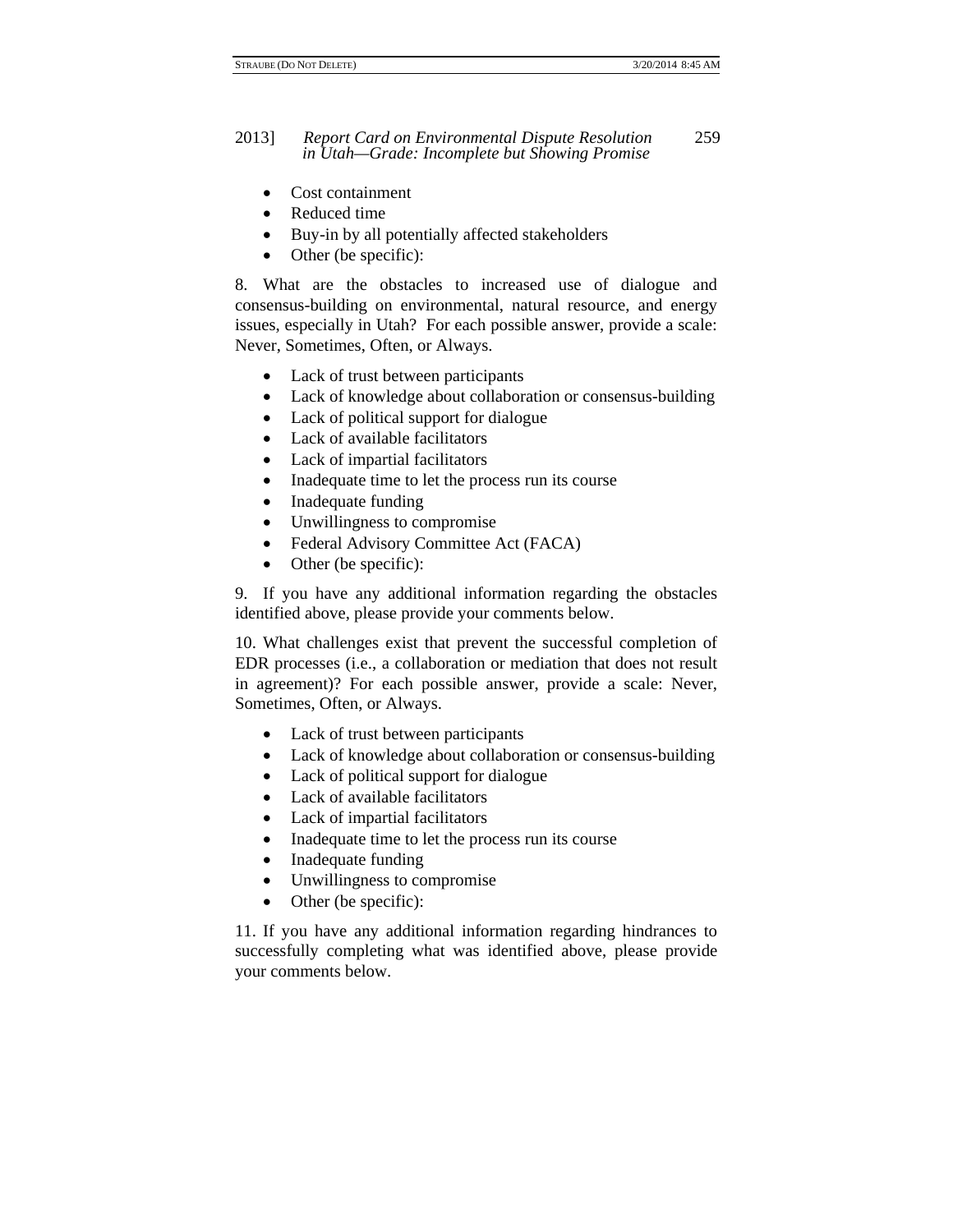- Cost containment
- Reduced time
- Buy-in by all potentially affected stakeholders
- Other (be specific):

8. What are the obstacles to increased use of dialogue and consensus-building on environmental, natural resource, and energy issues, especially in Utah? For each possible answer, provide a scale: Never, Sometimes, Often, or Always.

- Lack of trust between participants
- Lack of knowledge about collaboration or consensus-building
- Lack of political support for dialogue
- Lack of available facilitators
- Lack of impartial facilitators
- Inadequate time to let the process run its course
- Inadequate funding
- Unwillingness to compromise
- Federal Advisory Committee Act (FACA)
- Other (be specific):

9. If you have any additional information regarding the obstacles identified above, please provide your comments below.

10. What challenges exist that prevent the successful completion of EDR processes (i.e., a collaboration or mediation that does not result in agreement)? For each possible answer, provide a scale: Never, Sometimes, Often, or Always.

- Lack of trust between participants
- Lack of knowledge about collaboration or consensus-building
- Lack of political support for dialogue
- Lack of available facilitators
- Lack of impartial facilitators
- Inadequate time to let the process run its course
- Inadequate funding
- Unwillingness to compromise
- Other (be specific):

11. If you have any additional information regarding hindrances to successfully completing what was identified above, please provide your comments below.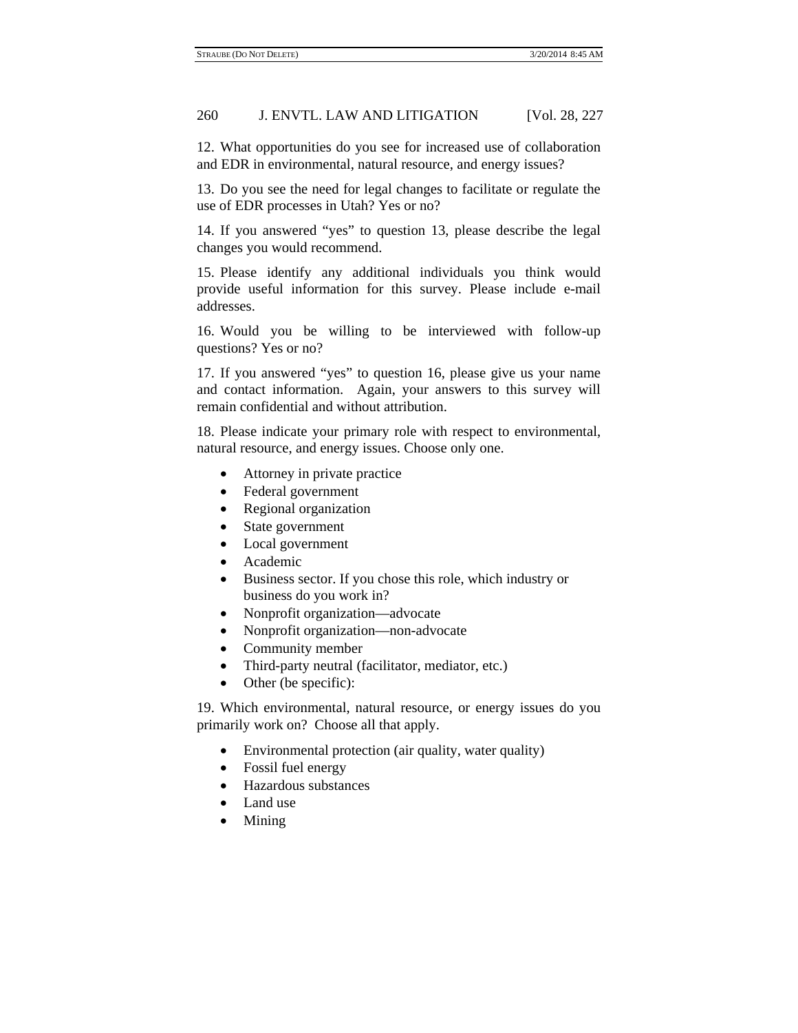12. What opportunities do you see for increased use of collaboration and EDR in environmental, natural resource, and energy issues?

13. Do you see the need for legal changes to facilitate or regulate the use of EDR processes in Utah? Yes or no?

14. If you answered "yes" to question 13, please describe the legal changes you would recommend.

15. Please identify any additional individuals you think would provide useful information for this survey. Please include e-mail addresses.

16. Would you be willing to be interviewed with follow-up questions? Yes or no?

17. If you answered "yes" to question 16, please give us your name and contact information. Again, your answers to this survey will remain confidential and without attribution.

18. Please indicate your primary role with respect to environmental, natural resource, and energy issues. Choose only one.

- Attorney in private practice
- Federal government
- Regional organization
- State government
- Local government
- Academic
- Business sector. If you chose this role, which industry or business do you work in?
- Nonprofit organization—advocate
- Nonprofit organization—non-advocate
- Community member
- Third-party neutral (facilitator, mediator, etc.)
- Other (be specific):

19. Which environmental, natural resource, or energy issues do you primarily work on? Choose all that apply.

- Environmental protection (air quality, water quality)
- Fossil fuel energy
- Hazardous substances
- Land use
- Mining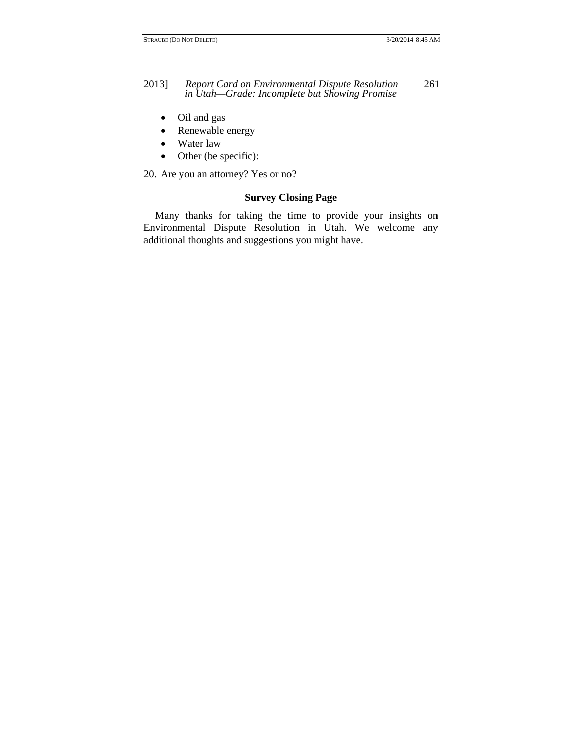- Oil and gas
- Renewable energy
- Water law
- Other (be specific):

20. Are you an attorney? Yes or no?

**Survey Closing Page**

Many thanks for taking the time to provide your insights on Environmental Dispute Resolution in Utah. We welcome any additional thoughts and suggestions you might have.